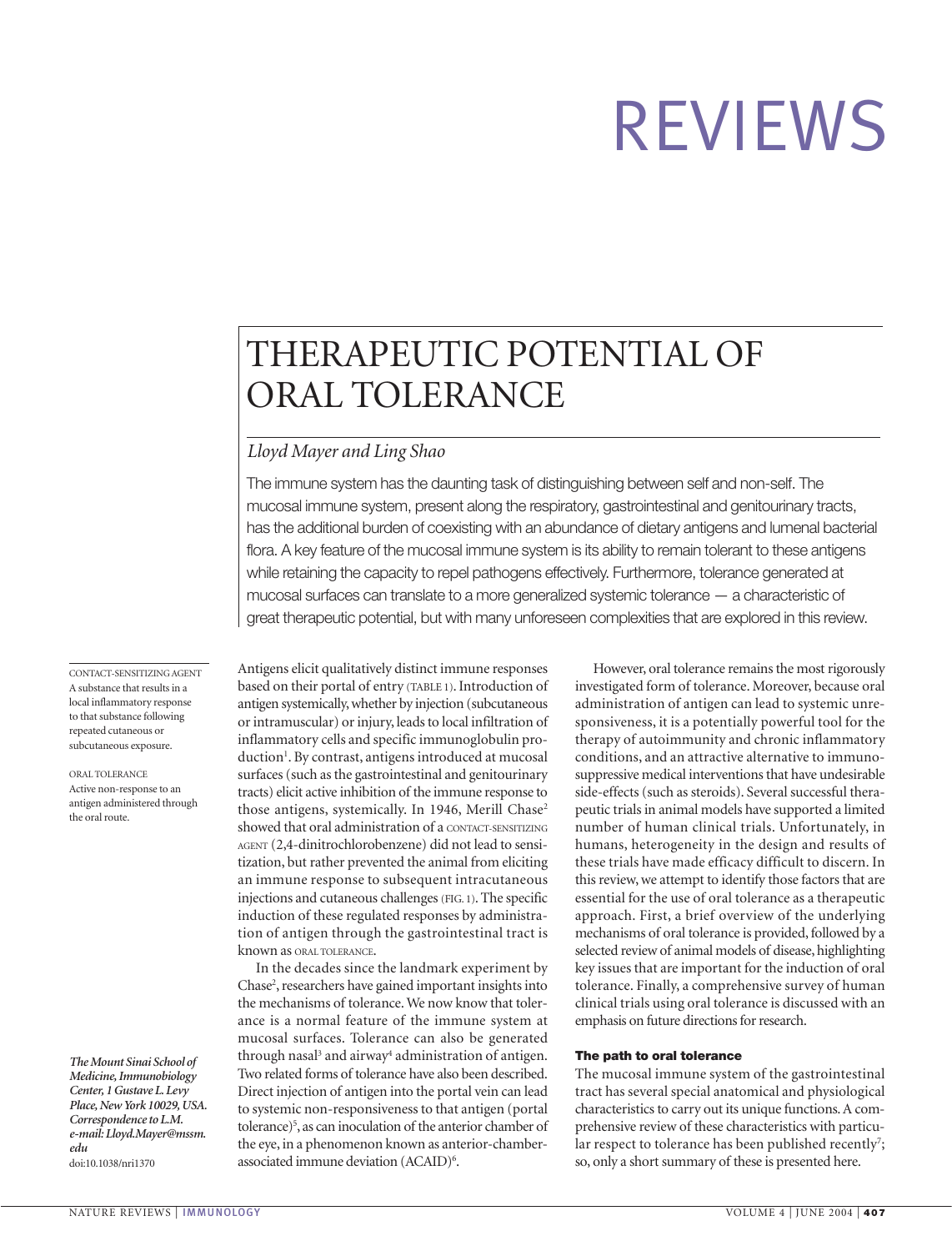# REVIEWS

# THERAPEUTIC POTENTIAL OF ORAL TOLERANCE

*Lloyd Mayer and Ling Shao*

The immune system has the daunting task of distinguishing between self and non-self. The mucosal immune system, present along the respiratory, gastrointestinal and genitourinary tracts, has the additional burden of coexisting with an abundance of dietary antigens and lumenal bacterial flora. A key feature of the mucosal immune system is its ability to remain tolerant to these antigens while retaining the capacity to repel pathogens effectively. Furthermore, tolerance generated at mucosal surfaces can translate to a more generalized systemic tolerance — a characteristic of great therapeutic potential, but with many unforeseen complexities that are explored in this review.

CONTACT-SENSITIZING AGENT
A substance that results in a local inflammatory response to that substance following repeated cutaneous or subcutaneous exposure.

ORAL TOLERANCE
Active non-response to an antigen administered through the oral route.

*The Mount Sinai School of Medicine, Immunobiology Center, 1 Gustave L. Levy Place, New York 10029, USA. Correspondence to L.M. e-mail: Lloyd.Mayer@mssm.edu*
doi:10.1038/nri1370

Antigens elicit qualitatively distinct immune responses based on their portal of entry (TABLE 1). Introduction of antigen systemically, whether by injection (subcutaneous or intramuscular) or injury, leads to local infiltration of inflammatory cells and specific immunoglobulin production[1]. By contrast, antigens introduced at mucosal surfaces (such as the gastrointestinal and genitourinary tracts) elicit active inhibition of the immune response to those antigens, systemically. In 1946, Merill Chase[2] showed that oral administration of a CONTACT-SENSITIZING AGENT (2,4-dinitrochlorobenzene) did not lead to sensitization, but rather prevented the animal from eliciting an immune response to subsequent intracutaneous injections and cutaneous challenges (FIG. 1). The specific induction of these regulated responses by administration of antigen through the gastrointestinal tract is known as ORAL TOLERANCE.

In the decades since the landmark experiment by Chase[2], researchers have gained important insights into the mechanisms of tolerance. We now know that tolerance is a normal feature of the immune system at mucosal surfaces. Tolerance can also be generated through nasal[3] and airway[4] administration of antigen. Two related forms of tolerance have also been described. Direct injection of antigen into the portal vein can lead to systemic non-responsiveness to that antigen (portal tolerance)[5], as can inoculation of the anterior chamber of the eye, in a phenomenon known as anterior-chamber-associated immune deviation (ACAID)[6].

However, oral tolerance remains the most rigorously investigated form of tolerance. Moreover, because oral administration of antigen can lead to systemic unresponsiveness, it is a potentially powerful tool for the therapy of autoimmunity and chronic inflammatory conditions, and an attractive alternative to immunosuppressive medical interventions that have undesirable side-effects (such as steroids). Several successful therapeutic trials in animal models have supported a limited number of human clinical trials. Unfortunately, in humans, heterogeneity in the design and results of these trials have made efficacy difficult to discern. In this review, we attempt to identify those factors that are essential for the use of oral tolerance as a therapeutic approach. First, a brief overview of the underlying mechanisms of oral tolerance is provided, followed by a selected review of animal models of disease, highlighting key issues that are important for the induction of oral tolerance. Finally, a comprehensive survey of human clinical trials using oral tolerance is discussed with an emphasis on future directions for research.

## The path to oral tolerance

The mucosal immune system of the gastrointestinal tract has several special anatomical and physiological characteristics to carry out its unique functions. A comprehensive review of these characteristics with particular respect to tolerance has been published recently[7]; so, only a short summary of these is presented here.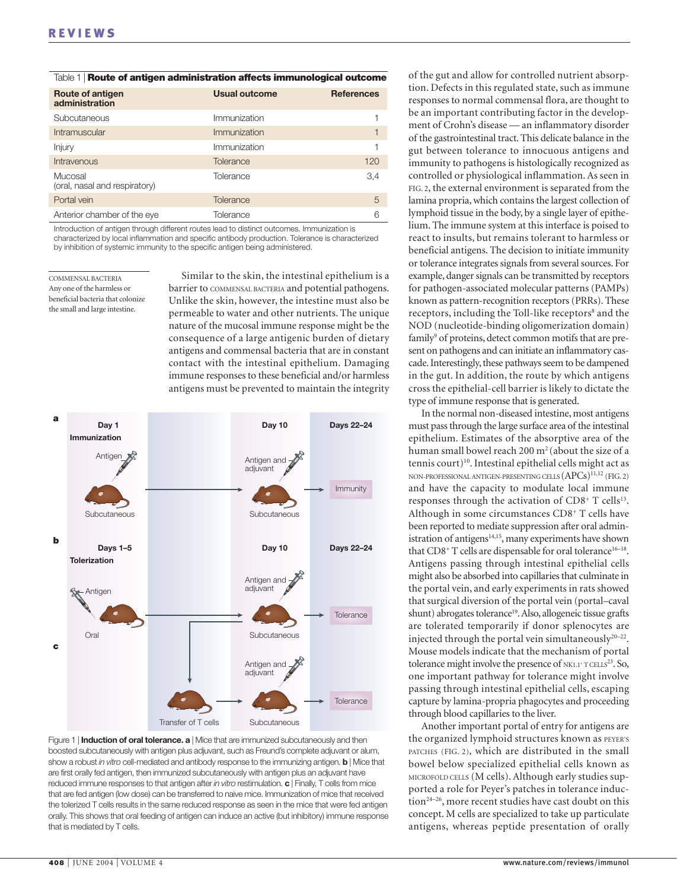Table 1 | **Route of antigen administration affects immunological outcome**

| Route of antigen administration | Usual outcome | References |
|---|---|---|
| Subcutaneous | Immunization | 1 |
| Intramuscular | Immunization | 1 |
| Injury | Immunization | 1 |
| Intravenous | Tolerance | 120 |
| Mucosal (oral, nasal and respiratory) | Tolerance | 3,4 |
| Portal vein | Tolerance | 5 |
| Anterior chamber of the eye | Tolerance | 6 |

Introduction of antigen through different routes lead to distinct outcomes. Immunization is characterized by local inflammation and specific antibody production. Tolerance is characterized by inhibition of systemic immunity to the specific antigen being administered.

COMMENSAL BACTERIA
Any one of the harmless or beneficial bacteria that colonize the small and large intestine.

Similar to the skin, the intestinal epithelium is a barrier to COMMENSAL BACTERIA and potential pathogens. Unlike the skin, however, the intestine must also be permeable to water and other nutrients. The unique nature of the mucosal immune response might be the consequence of a large antigenic burden of dietary antigens and commensal bacteria that are in constant contact with the intestinal epithelium. Damaging immune responses to these beneficial and/or harmless antigens must be prevented to maintain the integrity of the gut and allow for controlled nutrient absorption. Defects in this regulated state, such as immune responses to normal commensal flora, are thought to be an important contributing factor in the development of Crohn's disease — an inflammatory disorder of the gastrointestinal tract. This delicate balance in the gut between tolerance to innocuous antigens and immunity to pathogens is histologically recognized as controlled or physiological inflammation. As seen in FIG. 2, the external environment is separated from the lamina propria, which contains the largest collection of lymphoid tissue in the body, by a single layer of epithelium. The immune system at this interface is poised to react to insults, but remains tolerant to harmless or beneficial antigens. The decision to initiate immunity or tolerance integrates signals from several sources. For example, danger signals can be transmitted by receptors for pathogen-associated molecular patterns (PAMPs) known as pattern-recognition receptors (PRRs). These receptors, including the Toll-like receptors[8] and the NOD (nucleotide-binding oligomerization domain) family[9] of proteins, detect common motifs that are present on pathogens and can initiate an inflammatory cascade. Interestingly, these pathways seem to be dampened in the gut. In addition, the route by which antigens cross the epithelial-cell barrier is likely to dictate the type of immune response that is generated.

a
Day 1
Immunization
Antigen
Subcutaneous
Day 10
Antigen and adjuvant
Subcutaneous
Days 22–24
Immunity

b
Days 1–5
Tolerization
Antigen
Oral
Day 10
Antigen and adjuvant
Subcutaneous
Days 22–24
Tolerance

c
Antigen and adjuvant
Transfer of T cells
Subcutaneous
Tolerance

Figure 1 | **Induction of oral tolerance. a** | Mice that are immunized subcutaneously and then boosted subcutaneously with antigen plus adjuvant, such as Freund's complete adjuvant or alum, show a robust *in vitro* cell-mediated and antibody response to the immunizing antigen. **b** | Mice that are first orally fed antigen, then immunized subcutaneously with antigen plus an adjuvant have reduced immune responses to that antigen after *in vitro* restimulation. **c** | Finally, T cells from mice that are fed antigen (low dose) can be transferred to naive mice. Immunization of mice that received the tolerized T cells results in the same reduced response as seen in the mice that were fed antigen orally. This shows that oral feeding of antigen can induce an active (but inhibitory) immune response that is mediated by T cells.

In the normal non-diseased intestine, most antigens must pass through the large surface area of the intestinal epithelium. Estimates of the absorptive area of the human small bowel reach 200 $m^2$ (about the size of a tennis court)[10]. Intestinal epithelial cells might act as NON-PROFESSIONAL ANTIGEN-PRESENTING CELLS (APCs)[11,12] (FIG. 2) and have the capacity to modulate local immune responses through the activation of $CD8^+$ T cells[13]. Although in some circumstances $CD8^+$ T cells have been reported to mediate suppression after oral administration of antigens[14,15], many experiments have shown that $CD8^+$ T cells are dispensable for oral tolerance[16–18]. Antigens passing through intestinal epithelial cells might also be absorbed into capillaries that culminate in the portal vein, and early experiments in rats showed that surgical diversion of the portal vein (portal–caval shunt) abrogates tolerance[19]. Also, allogeneic tissue grafts are tolerated temporarily if donor splenocytes are injected through the portal vein simultaneously[20–22]. Mouse models indicate that the mechanism of portal tolerance might involve the presence of $NK1.1^+$ T CELLS[23]. So, one important pathway for tolerance might involve passing through intestinal epithelial cells, escaping capture by lamina-propria phagocytes and proceeding through blood capillaries to the liver.

Another important portal of entry for antigens are the organized lymphoid structures known as PEYER'S PATCHES (FIG. 2), which are distributed in the small bowel below specialized epithelial cells known as MICROFOLD CELLS (M cells). Although early studies supported a role for Peyer's patches in tolerance induction[24–26], more recent studies have cast doubt on this concept. M cells are specialized to take up particulate antigens, whereas peptide presentation of orally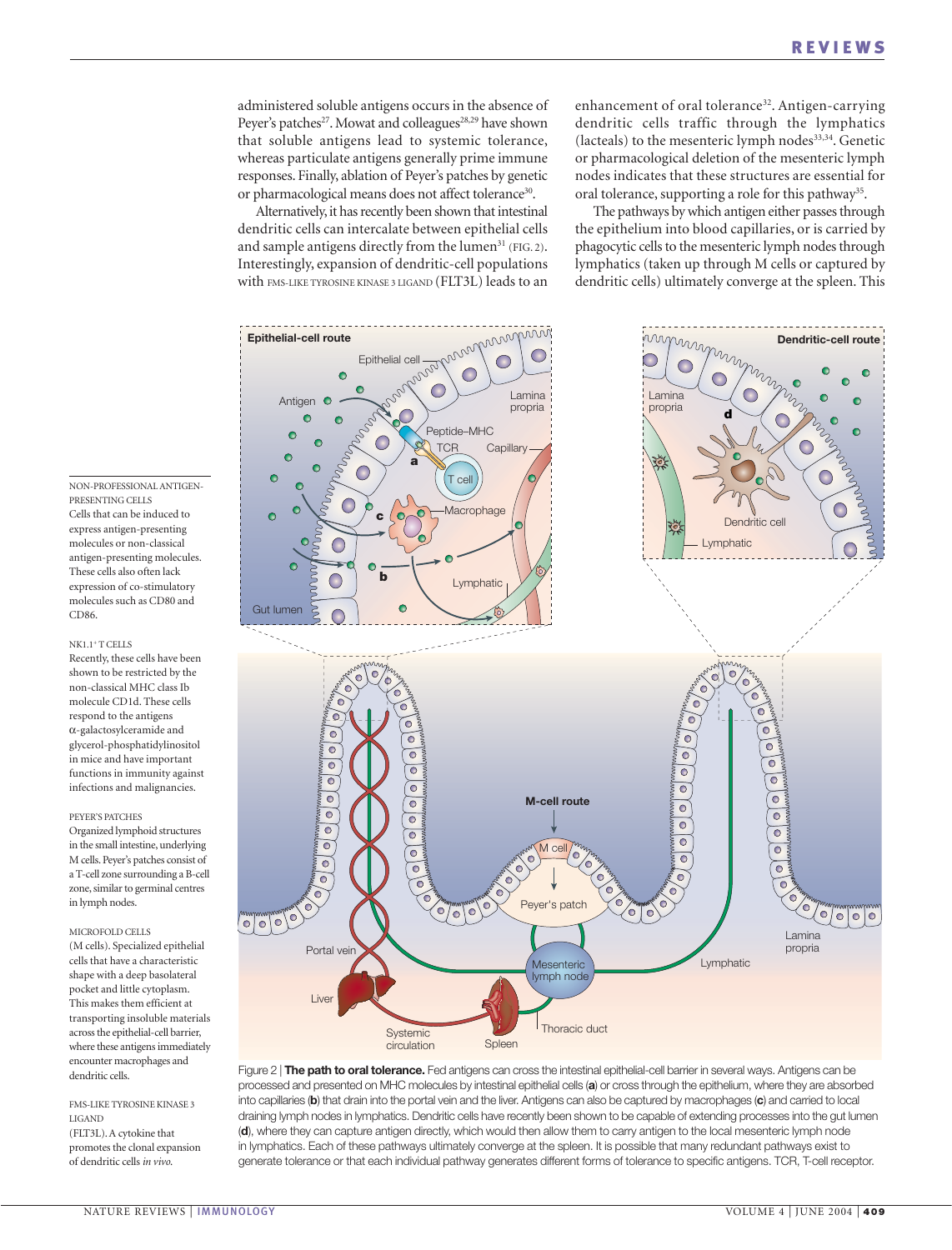administered soluble antigens occurs in the absence of Peyer's patches[27]. Mowat and colleagues[28,29] have shown that soluble antigens lead to systemic tolerance, whereas particulate antigens generally prime immune responses. Finally, ablation of Peyer's patches by genetic or pharmacological means does not affect tolerance[30].

Alternatively, it has recently been shown that intestinal dendritic cells can intercalate between epithelial cells and sample antigens directly from the lumen[31] (FIG. 2). Interestingly, expansion of dendritic-cell populations with FMS-LIKE TYROSINE KINASE 3 LIGAND (FLT3L) leads to an enhancement of oral tolerance[32]. Antigen-carrying dendritic cells traffic through the lymphatics (lacteals) to the mesenteric lymph nodes[33,34]. Genetic or pharmacological deletion of the mesenteric lymph nodes indicates that these structures are essential for oral tolerance, supporting a role for this pathway[35].

The pathways by which antigen either passes through the epithelium into blood capillaries, or is carried by phagocytic cells to the mesenteric lymph nodes through lymphatics (taken up through M cells or captured by dendritic cells) ultimately converge at the spleen. This

NON-PROFESSIONAL ANTIGEN-PRESENTING CELLS
Cells that can be induced to express antigen-presenting molecules or non-classical antigen-presenting molecules. These cells also often lack expression of co-stimulatory molecules such as CD80 and CD86.

NK1.1[+] T CELLS
Recently, these cells have been shown to be restricted by the non-classical MHC class Ib molecule CD1d. These cells respond to the antigens α-galactosylceramide and glycerol-phosphatidylinositol in mice and have important functions in immunity against infections and malignancies.

PEYER'S PATCHES
Organized lymphoid structures in the small intestine, underlying M cells. Peyer's patches consist of a T-cell zone surrounding a B-cell zone, similar to germinal centres in lymph nodes.

MICROFOLD CELLS
(M cells). Specialized epithelial cells that have a characteristic shape with a deep basolateral pocket and little cytoplasm. This makes them efficient at transporting insoluble materials across the epithelial-cell barrier, where these antigens immediately encounter macrophages and dendritic cells.

FMS-LIKE TYROSINE KINASE 3 LIGAND
(FLT3L). A cytokine that promotes the clonal expansion of dendritic cells *in vivo*.

**Figure 2 | The path to oral tolerance.** Fed antigens can cross the intestinal epithelial-cell barrier in several ways. Antigens can be processed and presented on MHC molecules by intestinal epithelial cells (**a**) or cross through the epithelium, where they are absorbed into capillaries (**b**) that drain into the portal vein and the liver. Antigens can also be captured by macrophages (**c**) and carried to local draining lymph nodes in lymphatics. Dendritic cells have recently been shown to be capable of extending processes into the gut lumen (**d**), where they can capture antigen directly, which would then allow them to carry antigen to the local mesenteric lymph node in lymphatics. Each of these pathways ultimately converge at the spleen. It is possible that many redundant pathways exist to generate tolerance or that each individual pathway generates different forms of tolerance to specific antigens. TCR, T-cell receptor.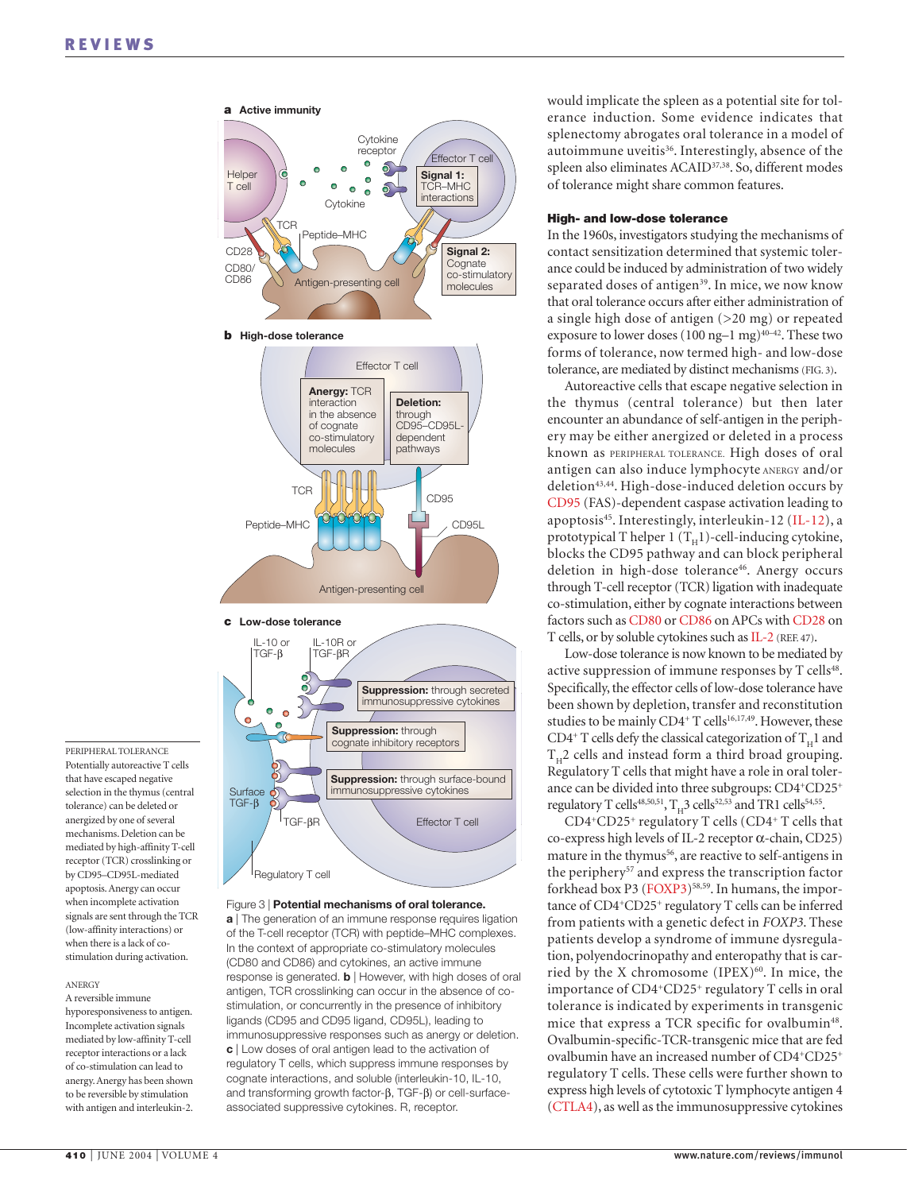would implicate the spleen as a potential site for tolerance induction. Some evidence indicates that splenectomy abrogates oral tolerance in a model of autoimmune uveitis[36]. Interestingly, absence of the spleen also eliminates ACAID[37,38]. So, different modes of tolerance might share common features.

### High- and low-dose tolerance

In the 1960s, investigators studying the mechanisms of contact sensitization determined that systemic tolerance could be induced by administration of two widely separated doses of antigen[39]. In mice, we now know that oral tolerance occurs after either administration of a single high dose of antigen (>20 mg) or repeated exposure to lower doses (100 ng–1 mg)[40–42]. These two forms of tolerance, now termed high- and low-dose tolerance, are mediated by distinct mechanisms (FIG. 3).

Autoreactive cells that escape negative selection in the thymus (central tolerance) but then later encounter an abundance of self-antigen in the periphery may be either anergized or deleted in a process known as PERIPHERAL TOLERANCE. High doses of oral antigen can also induce lymphocyte ANERGY and/or deletion[43,44]. High-dose-induced deletion occurs by CD95 (FAS)-dependent caspase activation leading to apoptosis[45]. Interestingly, interleukin-12 (IL-12), a prototypical T helper 1 ($T_H1$)-cell-inducing cytokine, blocks the CD95 pathway and can block peripheral deletion in high-dose tolerance[46]. Anergy occurs through T-cell receptor (TCR) ligation with inadequate co-stimulation, either by cognate interactions between factors such as CD80 or CD86 on APCs with CD28 on T cells, or by soluble cytokines such as IL-2 (REF. 47).

Low-dose tolerance is now known to be mediated by active suppression of immune responses by T cells[48]. Specifically, the effector cells of low-dose tolerance have been shown by depletion, transfer and reconstitution studies to be mainly $CD4^+$ T cells[16,17,49]. However, these $CD4^+$ T cells defy the classical categorization of $T_H1$ and $T_H2$ cells and instead form a third broad grouping. Regulatory T cells that might have a role in oral tolerance can be divided into three subgroups: $CD4^+CD25^+$ regulatory T cells[48,50,51], $T_H3$ cells[52,53] and TR1 cells[54,55].

$CD4^+CD25^+$ regulatory T cells ($CD4^+$ T cells that co-express high levels of IL-2 receptor α-chain, CD25) mature in the thymus[56], are reactive to self-antigens in the periphery[57] and express the transcription factor forkhead box P3 (FOXP3)[58,59]. In humans, the importance of $CD4^+CD25^+$ regulatory T cells can be inferred from patients with a genetic defect in *FOXP3*. These patients develop a syndrome of immune dysregulation, polyendocrinopathy and enteropathy that is carried by the X chromosome (IPEX)[60]. In mice, the importance of $CD4^+CD25^+$ regulatory T cells in oral tolerance is indicated by experiments in transgenic mice that express a TCR specific for ovalbumin[48]. Ovalbumin-specific-TCR-transgenic mice that are fed ovalbumin have an increased number of $CD4^+CD25^+$ regulatory T cells. These cells were further shown to express high levels of cytotoxic T lymphocyte antigen 4 (CTLA4), as well as the immunosuppressive cytokines

Figure 3 | **Potential mechanisms of oral tolerance.** **a** | The generation of an immune response requires ligation of the T-cell receptor (TCR) with peptide–MHC complexes. In the context of appropriate co-stimulatory molecules (CD80 and CD86) and cytokines, an active immune response is generated. **b** | However, with high doses of oral antigen, TCR crosslinking can occur in the absence of co-stimulation, or concurrently in the presence of inhibitory ligands (CD95 and CD95 ligand, CD95L), leading to immunosuppressive responses such as anergy or deletion. **c** | Low doses of oral antigen lead to the activation of regulatory T cells, which suppress immune responses by cognate interactions, and soluble (interleukin-10, IL-10, and transforming growth factor-β, TGF-β) or cell-surface-associated suppressive cytokines. R, receptor.

PERIPHERAL TOLERANCE
Potentially autoreactive T cells that have escaped negative selection in the thymus (central tolerance) can be deleted or anergized by one of several mechanisms. Deletion can be mediated by high-affinity T-cell receptor (TCR) crosslinking or by CD95–CD95L-mediated apoptosis. Anergy can occur when incomplete activation signals are sent through the TCR (low-affinity interactions) or when there is a lack of co-stimulation during activation.

ANERGY
A reversible immune hyporesponsiveness to antigen. Incomplete activation signals mediated by high-affinity T-cell receptor interactions or a lack of co-stimulation can lead to anergy. Anergy has been shown to be reversible by stimulation with antigen and interleukin-2.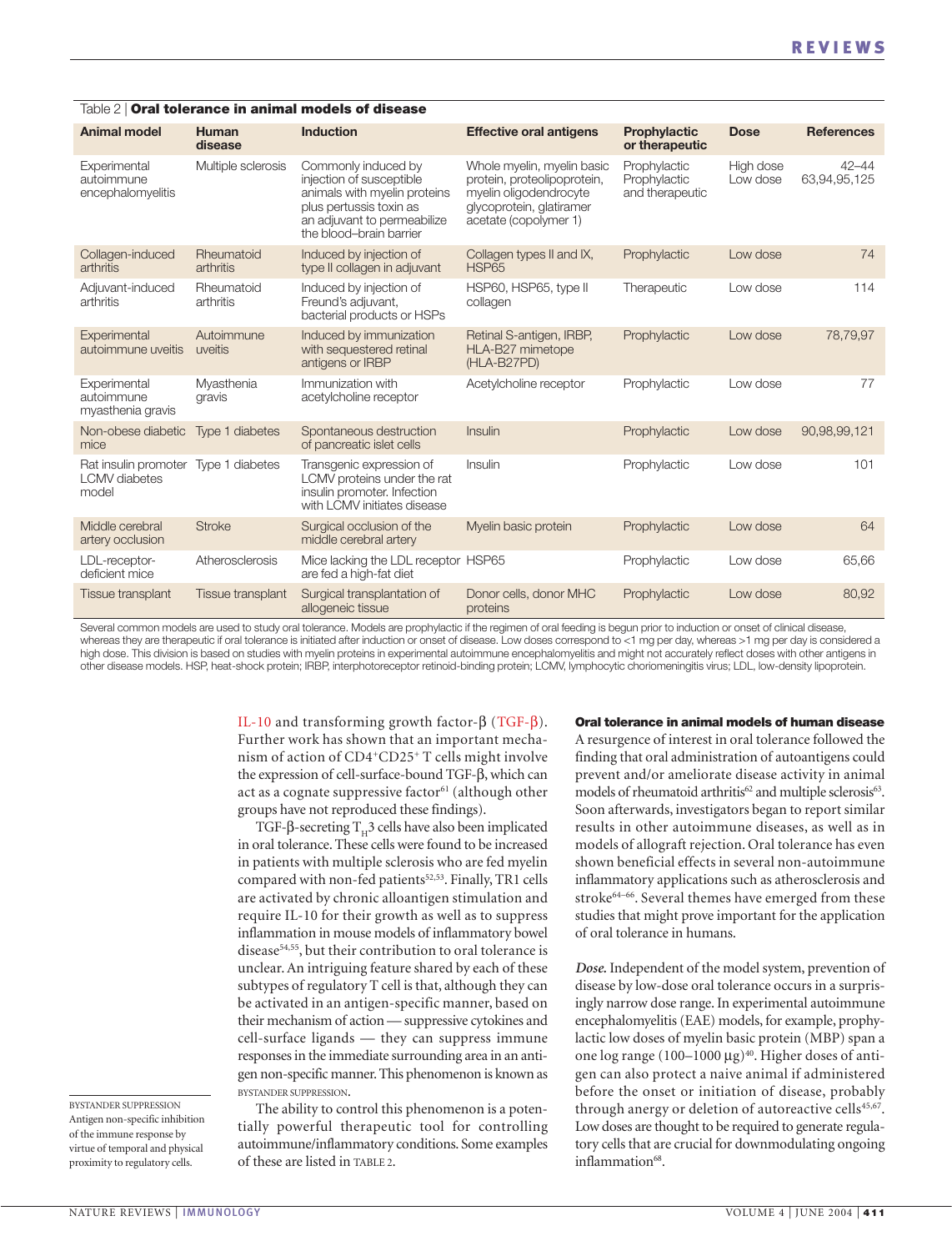Table 2 | **Oral tolerance in animal models of disease**

| Animal model | Human disease | Induction | Effective oral antigens | Prophylactic or therapeutic | Dose | References |
|---|---|---|---|---|---|---|
| Experimental autoimmune encephalomyelitis | Multiple sclerosis | Commonly induced by injection of susceptible animals with myelin proteins plus pertussis toxin as an adjuvant to permeabilize the blood–brain barrier | Whole myelin, myelin basic protein, proteolipoprotein, myelin oligodendrocyte glycoprotein, glatiramer acetate (copolymer 1) | Prophylactic<br>Prophylactic and therapeutic | High dose<br>Low dose | 42–44<br>63,94,95,125 |
| Collagen-induced arthritis | Rheumatoid arthritis | Induced by injection of type II collagen in adjuvant | Collagen types II and IX, HSP65 | Prophylactic | Low dose | 74 |
| Adjuvant-induced arthritis | Rheumatoid arthritis | Induced by injection of Freund's adjuvant, bacterial products or HSPs | HSP60, HSP65, type II collagen | Therapeutic | Low dose | 114 |
| Experimental autoimmune uveitis | Autoimmune uveitis | Induced by immunization with sequestered retinal antigens or IRBP | Retinal S-antigen, IRBP, HLA-B27 mimetope (HLA-B27PD) | Prophylactic | Low dose | 78,79,97 |
| Experimental autoimmune myasthenia gravis | Myasthenia gravis | Immunization with acetylcholine receptor | Acetylcholine receptor | Prophylactic | Low dose | 77 |
| Non-obese diabetic mice | Type 1 diabetes | Spontaneous destruction of pancreatic islet cells | Insulin | Prophylactic | Low dose | 90,98,99,121 |
| Rat insulin promoter LCMV diabetes model | Type 1 diabetes | Transgenic expression of LCMV proteins under the rat insulin promoter. Infection with LCMV initiates disease | Insulin | Prophylactic | Low dose | 101 |
| Middle cerebral artery occlusion | Stroke | Surgical occlusion of the middle cerebral artery | Myelin basic protein | Prophylactic | Low dose | 64 |
| LDL-receptor-deficient mice | Atherosclerosis | Mice lacking the LDL receptor are fed a high-fat diet | HSP65 | Prophylactic | Low dose | 65,66 |
| Tissue transplant | Tissue transplant | Surgical transplantation of allogeneic tissue | Donor cells, donor MHC proteins | Prophylactic | Low dose | 80,92 |

Several common models are used to study oral tolerance. Models are prophylactic if the regimen of oral feeding is begun prior to induction or onset of clinical disease, whereas they are therapeutic if oral tolerance is initiated after induction or onset of disease. Low doses correspond to <1 mg per day, whereas >1 mg per day is considered a high dose. This division is based on studies with myelin proteins in experimental autoimmune encephalomyelitis and might not accurately reflect doses with other antigens in other disease models. HSP, heat-shock protein; IRBP, interphotoreceptor retinoid-binding protein; LCMV, lymphocytic choriomeningitis virus; LDL, low-density lipoprotein.

IL-10 and transforming growth factor-β (TGF-β). Further work has shown that an important mechanism of action of $CD4^+CD25^+$ T cells might involve the expression of cell-surface-bound TGF-β, which can act as a cognate suppressive factor[61] (although other groups have not reproduced these findings).

TGF-β-secreting $T_H3$ cells have also been implicated in oral tolerance. These cells were found to be increased in patients with multiple sclerosis who are fed myelin compared with non-fed patients[52,53]. Finally, TR1 cells are activated by chronic alloantigen stimulation and require IL-10 for their growth as well as to suppress inflammation in mouse models of inflammatory bowel disease[54,55], but their contribution to oral tolerance is unclear. An intriguing feature shared by each of these subtypes of regulatory T cell is that, although they can be activated in an antigen-specific manner, based on their mechanism of action — suppressive cytokines and cell-surface ligands — they can suppress immune responses in the immediate surrounding area in an antigen non-specific manner. This phenomenon is known as BYSTANDER SUPPRESSION.

BYSTANDER SUPPRESSION
Antigen non-specific inhibition of the immune response by virtue of temporal and physical proximity to regulatory cells.

The ability to control this phenomenon is a potentially powerful therapeutic tool for controlling autoimmune/inflammatory conditions. Some examples of these are listed in TABLE 2.

### Oral tolerance in animal models of human disease

A resurgence of interest in oral tolerance followed the finding that oral administration of autoantigens could prevent and/or ameliorate disease activity in animal models of rheumatoid arthritis[62] and multiple sclerosis[63]. Soon afterwards, investigators began to report similar results in other autoimmune diseases, as well as in models of allograft rejection. Oral tolerance has even shown beneficial effects in several non-autoimmune inflammatory applications such as atherosclerosis and stroke[64–66]. Several themes have emerged from these studies that might prove important for the application of oral tolerance in humans.

***Dose.*** Independent of the model system, prevention of disease by low-dose oral tolerance occurs in a surprisingly narrow dose range. In experimental autoimmune encephalomyelitis (EAE) models, for example, prophylactic low doses of myelin basic protein (MBP) span a one log range (100–1000 μg)[40]. Higher doses of antigen can also protect a naive animal if administered before the onset or initiation of disease, probably through anergy or deletion of autoreactive cells[45,67]. Low doses are thought to be required to generate regulatory cells that are crucial for downmodulating ongoing inflammation[68].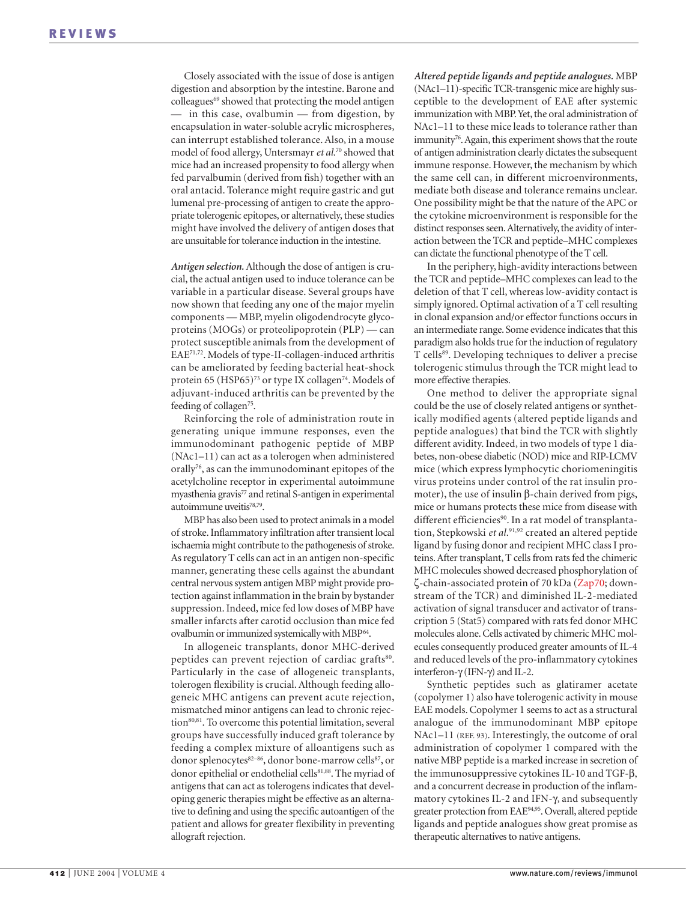Closely associated with the issue of dose is antigen digestion and absorption by the intestine. Barone and colleagues[69] showed that protecting the model antigen — in this case, ovalbumin — from digestion, by encapsulation in water-soluble acrylic microspheres, can interrupt established tolerance. Also, in a mouse model of food allergy, Untersmayr *et al.*[70] showed that mice had an increased propensity to food allergy when fed parvalbumin (derived from fish) together with an oral antacid. Tolerance might require gastric and gut lumenal pre-processing of antigen to create the appropriate tolerogenic epitopes, or alternatively, these studies might have involved the delivery of antigen doses that are unsuitable for tolerance induction in the intestine.

***Antigen selection.*** Although the dose of antigen is crucial, the actual antigen used to induce tolerance can be variable in a particular disease. Several groups have now shown that feeding any one of the major myelin components — MBP, myelin oligodendrocyte glycoproteins (MOGs) or proteolipoprotein (PLP) — can protect susceptible animals from the development of EAE[71,72]. Models of type-II-collagen-induced arthritis can be ameliorated by feeding bacterial heat-shock protein 65 (HSP65)[73] or type IX collagen[74]. Models of adjuvant-induced arthritis can be prevented by the feeding of collagen[75].

Reinforcing the role of administration route in generating unique immune responses, even the immunodominant pathogenic peptide of MBP (NAc1–11) can act as a tolerogen when administered orally[76], as can the immunodominant epitopes of the acetylcholine receptor in experimental autoimmune myasthenia gravis[77] and retinal S-antigen in experimental autoimmune uveitis[78,79].

MBP has also been used to protect animals in a model of stroke. Inflammatory infiltration after transient local ischaemia might contribute to the pathogenesis of stroke. As regulatory T cells can act in an antigen non-specific manner, generating these cells against the abundant central nervous system antigen MBP might provide protection against inflammation in the brain by bystander suppression. Indeed, mice fed low doses of MBP have smaller infarcts after carotid occlusion than mice fed ovalbumin or immunized systemically with MBP[64].

In allogeneic transplants, donor MHC-derived peptides can prevent rejection of cardiac grafts[80]. Particularly in the case of allogeneic transplants, tolerogen flexibility is crucial. Although feeding allogeneic MHC antigens can prevent acute rejection, mismatched minor antigens can lead to chronic rejection[80,81]. To overcome this potential limitation, several groups have successfully induced graft tolerance by feeding a complex mixture of alloantigens such as donor splenocytes[82–86], donor bone-marrow cells[87], or donor epithelial or endothelial cells[81,88]. The myriad of antigens that can act as tolerogens indicates that developing generic therapies might be effective as an alternative to defining and using the specific autoantigen of the patient and allows for greater flexibility in preventing allograft rejection.

***Altered peptide ligands and peptide analogues.*** MBP (NAc1–11)-specific TCR-transgenic mice are highly susceptible to the development of EAE after systemic immunization with MBP. Yet, the oral administration of NAc1–11 to these mice leads to tolerance rather than immunity[76]. Again, this experiment shows that the route of antigen administration clearly dictates the subsequent immune response. However, the mechanism by which the same cell can, in different microenvironments, mediate both disease and tolerance remains unclear. One possibility might be that the nature of the APC or the cytokine microenvironment is responsible for the distinct responses seen. Alternatively, the avidity of interaction between the TCR and peptide–MHC complexes can dictate the functional phenotype of the T cell.

In the periphery, high-avidity interactions between the TCR and peptide–MHC complexes can lead to the deletion of that T cell, whereas low-avidity contact is simply ignored. Optimal activation of a T cell resulting in clonal expansion and/or effector functions occurs in an intermediate range. Some evidence indicates that this paradigm also holds true for the induction of regulatory T cells[89]. Developing techniques to deliver a precise tolerogenic stimulus through the TCR might lead to more effective therapies.

One method to deliver the appropriate signal could be the use of closely related antigens or synthetically modified agents (altered peptide ligands and peptide analogues) that bind the TCR with slightly different avidity. Indeed, in two models of type 1 diabetes, non-obese diabetic (NOD) mice and RIP-LCMV mice (which express lymphocytic choriomeningitis virus proteins under control of the rat insulin promoter), the use of insulin β-chain derived from pigs, mice or humans protects these mice from disease with different efficiencies[90]. In a rat model of transplantation, Stepkowski *et al.*[91,92] created an altered peptide ligand by fusing donor and recipient MHC class I proteins. After transplant, T cells from rats fed the chimeric MHC molecules showed decreased phosphorylation of ζ-chain-associated protein of 70 kDa (Zap70; downstream of the TCR) and diminished IL-2-mediated activation of signal transducer and activator of transcription 5 (Stat5) compared with rats fed donor MHC molecules alone. Cells activated by chimeric MHC molecules consequently produced greater amounts of IL-4 and reduced levels of the pro-inflammatory cytokines interferon-γ (IFN-γ) and IL-2.

Synthetic peptides such as glatiramer acetate (copolymer 1) also have tolerogenic activity in mouse EAE models. Copolymer 1 seems to act as a structural analogue of the immunodominant MBP epitope NAc1–11 (REF. 93). Interestingly, the outcome of oral administration of copolymer 1 compared with the native MBP peptide is a marked increase in secretion of the immunosuppressive cytokines IL-10 and TGF-β, and a concurrent decrease in production of the inflammatory cytokines IL-2 and IFN-γ, and subsequently greater protection from EAE[94,95]. Overall, altered peptide ligands and peptide analogues show great promise as therapeutic alternatives to native antigens.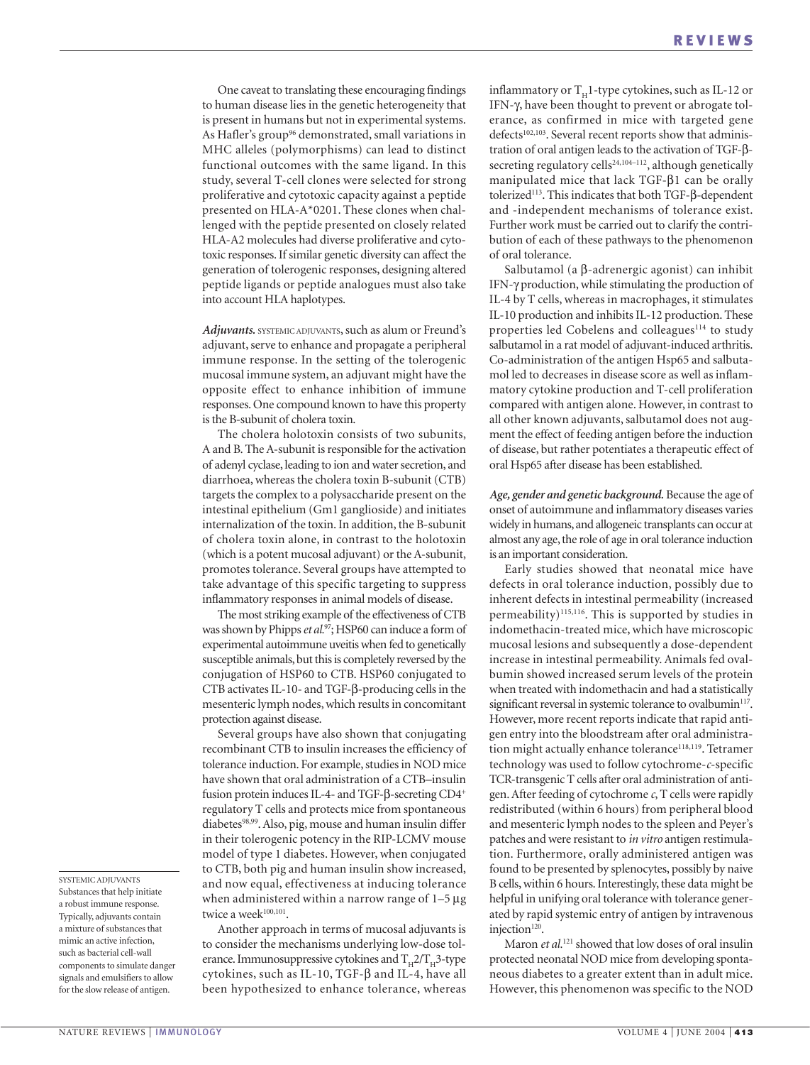One caveat to translating these encouraging findings to human disease lies in the genetic heterogeneity that is present in humans but not in experimental systems. As Hafler's group[96] demonstrated, small variations in MHC alleles (polymorphisms) can lead to distinct functional outcomes with the same ligand. In this study, several T-cell clones were selected for strong proliferative and cytotoxic capacity against a peptide presented on HLA-A*0201. These clones when challenged with the peptide presented on closely related HLA-A2 molecules had diverse proliferative and cytotoxic responses. If similar genetic diversity can affect the generation of tolerogenic responses, designing altered peptide ligands or peptide analogues must also take into account HLA haplotypes.

***Adjuvants.*** SYSTEMIC ADJUVANTS, such as alum or Freund's adjuvant, serve to enhance and propagate a peripheral immune response. In the setting of the tolerogenic mucosal immune system, an adjuvant might have the opposite effect to enhance inhibition of immune responses. One compound known to have this property is the B-subunit of cholera toxin.

The cholera holotoxin consists of two subunits, A and B. The A-subunit is responsible for the activation of adenyl cyclase, leading to ion and water secretion, and diarrhoea, whereas the cholera toxin B-subunit (CTB) targets the complex to a polysaccharide present on the intestinal epithelium (Gm1 ganglioside) and initiates internalization of the toxin. In addition, the B-subunit of cholera toxin alone, in contrast to the holotoxin (which is a potent mucosal adjuvant) or the A-subunit, promotes tolerance. Several groups have attempted to take advantage of this specific targeting to suppress inflammatory responses in animal models of disease.

The most striking example of the effectiveness of CTB was shown by Phipps *et al.*[97]; HSP60 can induce a form of experimental autoimmune uveitis when fed to genetically susceptible animals, but this is completely reversed by the conjugation of HSP60 to CTB. HSP60 conjugated to CTB activates IL-10- and TGF-β-producing cells in the mesenteric lymph nodes, which results in concomitant protection against disease.

Several groups have also shown that conjugating recombinant CTB to insulin increases the efficiency of tolerance induction. For example, studies in NOD mice have shown that oral administration of a CTB–insulin fusion protein induces IL-4- and TGF-β-secreting $CD4^+$ regulatory T cells and protects mice from spontaneous diabetes[98,99]. Also, pig, mouse and human insulin differ in their tolerogenic potency in the RIP-LCMV mouse model of type 1 diabetes. However, when conjugated to CTB, both pig and human insulin show increased, and now equal, effectiveness at inducing tolerance when administered within a narrow range of 1–5 μg twice a week[100,101].

Another approach in terms of mucosal adjuvants is to consider the mechanisms underlying low-dose tolerance. Immunosuppressive cytokines and $T_H2/T_H3$-type cytokines, such as IL-10, TGF-β and IL-4, have all been hypothesized to enhance tolerance, whereas inflammatory or $T_H1$-type cytokines, such as IL-12 or IFN-γ, have been thought to prevent or abrogate tolerance, as confirmed in mice with targeted gene defects[102,103]. Several recent reports show that administration of oral antigen leads to the activation of TGF-β-secreting regulatory cells[24,104–112], although genetically manipulated mice that lack TGF-β1 can be orally tolerized[113]. This indicates that both TGF-β-dependent and -independent mechanisms of tolerance exist. Further work must be carried out to clarify the contribution of each of these pathways to the phenomenon of oral tolerance.

Salbutamol (a β-adrenergic agonist) can inhibit IFN-γ production, while stimulating the production of IL-4 by T cells, whereas in macrophages, it stimulates IL-10 production and inhibits IL-12 production. These properties led Cobelens and colleagues[114] to study salbutamol in a rat model of adjuvant-induced arthritis. Co-administration of the antigen Hsp65 and salbutamol led to decreases in disease score as well as inflammatory cytokine production and T-cell proliferation compared with antigen alone. However, in contrast to all other known adjuvants, salbutamol does not augment the effect of feeding antigen before the induction of disease, but rather potentiates a therapeutic effect of oral Hsp65 after disease has been established.

***Age, gender and genetic background.*** Because the age of onset of autoimmune and inflammatory diseases varies widely in humans, and allogeneic transplants can occur at almost any age, the role of age in oral tolerance induction is an important consideration.

Early studies showed that neonatal mice have defects in oral tolerance induction, possibly due to inherent defects in intestinal permeability (increased permeability)[115,116]. This is supported by studies in indomethacin-treated mice, which have microscopic mucosal lesions and subsequently a dose-dependent increase in intestinal permeability. Animals fed ovalbumin showed increased serum levels of the protein when treated with indomethacin and had a statistically significant reversal in systemic tolerance to ovalbumin[117]. However, more recent reports indicate that rapid antigen entry into the bloodstream after oral administration might actually enhance tolerance[118,119]. Tetramer technology was used to follow cytochrome-*c*-specific TCR-transgenic T cells after oral administration of antigen. After feeding of cytochrome *c*, T cells were rapidly redistributed (within 6 hours) from peripheral blood and mesenteric lymph nodes to the spleen and Peyer's patches and were resistant to *in vitro* antigen restimulation. Furthermore, orally administered antigen was found to be presented by splenocytes, possibly by naive B cells, within 6 hours. Interestingly, these data might be helpful in unifying oral tolerance with tolerance generated by rapid systemic entry of antigen by intravenous injection[120].

Maron *et al.*[121] showed that low doses of oral insulin protected neonatal NOD mice from developing spontaneous diabetes to a greater extent than in adult mice. However, this phenomenon was specific to the NOD

SYSTEMIC ADJUVANTS
Substances that help initiate a robust immune response. Typically, adjuvants contain a mixture of substances that mimic an active infection, such as bacterial cell-wall components to simulate danger signals and emulsifiers to allow for the slow release of antigen.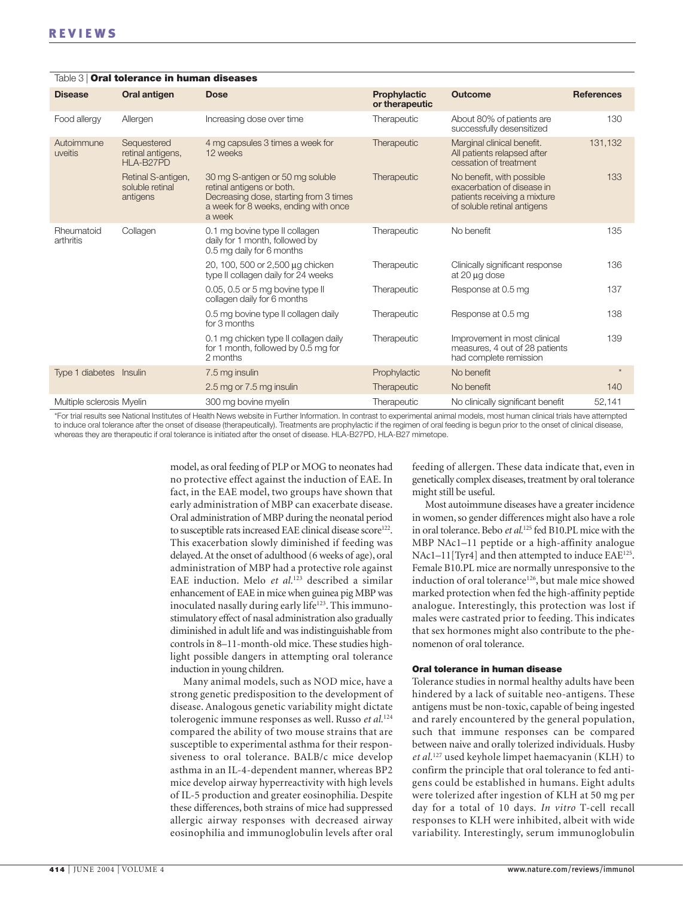Table 3 | **Oral tolerance in human diseases**

| Disease | Oral antigen | Dose | Prophylactic or therapeutic | Outcome | References |
|---|---|---|---|---|---|
| Food allergy | Allergen | Increasing dose over time | Therapeutic | About 80% of patients are successfully desensitized | 130 |
| Autoimmune uveitis | Sequestered retinal antigens, HLA-B27PD | 4 mg capsules 3 times a week for 12 weeks | Therapeutic | Marginal clinical benefit. All patients relapsed after cessation of treatment | 131,132 |
| | Retinal S-antigen, soluble retinal antigens | 30 mg S-antigen or 50 mg soluble retinal antigens or both. Decreasing dose, starting from 3 times a week for 8 weeks, ending with once a week | Therapeutic | No benefit, with possible exacerbation of disease in patients receiving a mixture of soluble retinal antigens | 133 |
| Rheumatoid arthritis | Collagen | 0.1 mg bovine type II collagen daily for 1 month, followed by 0.5 mg daily for 6 months | Therapeutic | No benefit | 135 |
| | | 20, 100, 500 or 2,500 μg chicken type II collagen daily for 24 weeks | Therapeutic | Clinically significant response at 20 μg dose | 136 |
| | | 0.05, 0.5 or 5 mg bovine type II collagen daily for 6 months | Therapeutic | Response at 0.5 mg | 137 |
| | | 0.5 mg bovine type II collagen daily for 3 months | Therapeutic | Response at 0.5 mg | 138 |
| | | 0.1 mg chicken type II collagen daily for 1 month, followed by 0.5 mg for 2 months | Therapeutic | Improvement in most clinical measures, 4 out of 28 patients had complete remission | 139 |
| Type 1 diabetes | Insulin | 7.5 mg insulin | Prophylactic | No benefit | * |
| | | 2.5 mg or 7.5 mg insulin | Therapeutic | No benefit | 140 |
| Multiple sclerosis | Myelin | 300 mg bovine myelin | Therapeutic | No clinically significant benefit | 52,141 |

*For trial results see National Institutes of Health News website in Further Information. In contrast to experimental animal models, most human clinical trials have attempted to induce oral tolerance after the onset of disease (therapeutically). Treatments are prophylactic if the regimen of oral feeding is begun prior to the onset of clinical disease, whereas they are therapeutic if oral tolerance is initiated after the onset of disease. HLA-B27PD, HLA-B27 mimetope.

model, as oral feeding of PLP or MOG to neonates had no protective effect against the induction of EAE. In fact, in the EAE model, two groups have shown that early administration of MBP can exacerbate disease. Oral administration of MBP during the neonatal period to susceptible rats increased EAE clinical disease score[122]. This exacerbation slowly diminished if feeding was delayed. At the onset of adulthood (6 weeks of age), oral administration of MBP had a protective role against EAE induction. Melo *et al.*[123] described a similar enhancement of EAE in mice when guinea pig MBP was inoculated nasally during early life[123]. This immunostimulatory effect of nasal administration also gradually diminished in adult life and was indistinguishable from controls in 8–11-month-old mice. These studies highlight possible dangers in attempting oral tolerance induction in young children.

Many animal models, such as NOD mice, have a strong genetic predisposition to the development of disease. Analogous genetic variability might dictate tolerogenic immune responses as well. Russo *et al.*[124] compared the ability of two mouse strains that are susceptible to experimental asthma for their responsiveness to oral tolerance. BALB/c mice develop asthma in an IL-4-dependent manner, whereas BP2 mice develop airway hyperreactivity with high levels of IL-5 production and greater eosinophilia. Despite these differences, both strains of mice had suppressed allergic airway responses with decreased airway eosinophilia and immunoglobulin levels after oral feeding of allergen. These data indicate that, even in genetically complex diseases, treatment by oral tolerance might still be useful.

Most autoimmune diseases have a greater incidence in women, so gender differences might also have a role in oral tolerance. Bebo *et al.*[125] fed B10.PL mice with the MBP NAc1–11 peptide or a high-affinity analogue NAc1–11[Tyr4] and then attempted to induce EAE[125]. Female B10.PL mice are normally unresponsive to the induction of oral tolerance[126], but male mice showed marked protection when fed the high-affinity peptide analogue. Interestingly, this protection was lost if males were castrated prior to feeding. This indicates that sex hormones might also contribute to the phenomenon of oral tolerance.

### Oral tolerance in human disease

Tolerance studies in normal healthy adults have been hindered by a lack of suitable neo-antigens. These antigens must be non-toxic, capable of being ingested and rarely encountered by the general population, such that immune responses can be compared between naive and orally tolerized individuals. Husby *et al.*[127] used keyhole limpet haemacyanin (KLH) to confirm the principle that oral tolerance to fed antigens could be established in humans. Eight adults were tolerized after ingestion of KLH at 50 mg per day for a total of 10 days. *In vitro* T-cell recall responses to KLH were inhibited, albeit with wide variability. Interestingly, serum immunoglobulin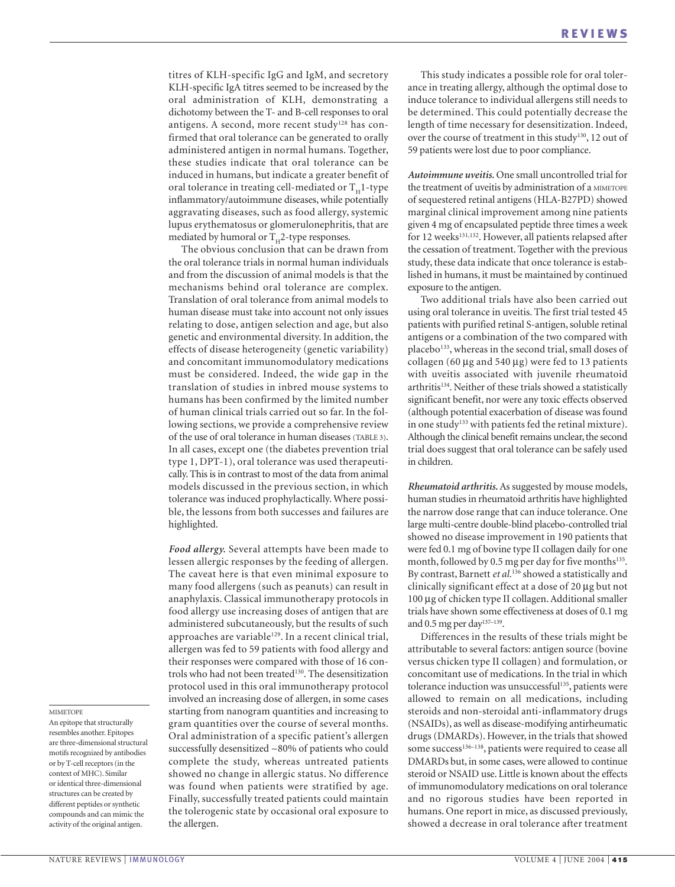titres of KLH-specific IgG and IgM, and secretory KLH-specific IgA titres seemed to be increased by the oral administration of KLH, demonstrating a dichotomy between the T- and B-cell responses to oral antigens. A second, more recent study[128] has confirmed that oral tolerance can be generated to orally administered antigen in normal humans. Together, these studies indicate that oral tolerance can be induced in humans, but indicate a greater benefit of oral tolerance in treating cell-mediated or $T_H1$-type inflammatory/autoimmune diseases, while potentially aggravating diseases, such as food allergy, systemic lupus erythematosus or glomerulonephritis, that are mediated by humoral or $T_H2$-type responses.

The obvious conclusion that can be drawn from the oral tolerance trials in normal human individuals and from the discussion of animal models is that the mechanisms behind oral tolerance are complex. Translation of oral tolerance from animal models to human disease must take into account not only issues relating to dose, antigen selection and age, but also genetic and environmental diversity. In addition, the effects of disease heterogeneity (genetic variability) and concomitant immunomodulatory medications must be considered. Indeed, the wide gap in the translation of studies in inbred mouse systems to humans has been confirmed by the limited number of human clinical trials carried out so far. In the following sections, we provide a comprehensive review of the use of oral tolerance in human diseases (TABLE 3). In all cases, except one (the diabetes prevention trial type 1, DPT-1), oral tolerance was used therapeutically. This is in contrast to most of the data from animal models discussed in the previous section, in which tolerance was induced prophylactically. Where possible, the lessons from both successes and failures are highlighted.

***Food allergy.*** Several attempts have been made to lessen allergic responses by the feeding of allergen. The caveat here is that even minimal exposure to many food allergens (such as peanuts) can result in anaphylaxis. Classical immunotherapy protocols in food allergy use increasing doses of antigen that are administered subcutaneously, but the results of such approaches are variable[129]. In a recent clinical trial, allergen was fed to 59 patients with food allergy and their responses were compared with those of 16 controls who had not been treated[130]. The desensitization protocol used in this oral immunotherapy protocol involved an increasing dose of allergen, in some cases starting from nanogram quantities and increasing to gram quantities over the course of several months. Oral administration of a specific patient's allergen successfully desensitized ~80% of patients who could complete the study, whereas untreated patients showed no change in allergic status. No difference was found when patients were stratified by age. Finally, successfully treated patients could maintain the tolerogenic state by occasional oral exposure to the allergen.

This study indicates a possible role for oral tolerance in treating allergy, although the optimal dose to induce tolerance to individual allergens still needs to be determined. This could potentially decrease the length of time necessary for desensitization. Indeed, over the course of treatment in this study[130], 12 out of 59 patients were lost due to poor compliance.

***Autoimmune uveitis.*** One small uncontrolled trial for the treatment of uveitis by administration of a MIMETOPE of sequestered retinal antigens (HLA-B27PD) showed marginal clinical improvement among nine patients given 4 mg of encapsulated peptide three times a week for 12 weeks[131,132]. However, all patients relapsed after the cessation of treatment. Together with the previous study, these data indicate that once tolerance is established in humans, it must be maintained by continued exposure to the antigen.

Two additional trials have also been carried out using oral tolerance in uveitis. The first trial tested 45 patients with purified retinal S-antigen, soluble retinal antigens or a combination of the two compared with placebo[133], whereas in the second trial, small doses of collagen (60 μg and 540 μg) were fed to 13 patients with uveitis associated with juvenile rheumatoid arthritis[134]. Neither of these trials showed a statistically significant benefit, nor were any toxic effects observed (although potential exacerbation of disease was found in one study[133] with patients fed the retinal mixture). Although the clinical benefit remains unclear, the second trial does suggest that oral tolerance can be safely used in children.

***Rheumatoid arthritis.*** As suggested by mouse models, human studies in rheumatoid arthritis have highlighted the narrow dose range that can induce tolerance. One large multi-centre double-blind placebo-controlled trial showed no disease improvement in 190 patients that were fed 0.1 mg of bovine type II collagen daily for one month, followed by 0.5 mg per day for five months[135]. By contrast, Barnett *et al.*[136] showed a statistically and clinically significant effect at a dose of 20 μg but not 100 μg of chicken type II collagen. Additional smaller trials have shown some effectiveness at doses of 0.1 mg and 0.5 mg per day[137–139].

Differences in the results of these trials might be attributable to several factors: antigen source (bovine versus chicken type II collagen) and formulation, or concomitant use of medications. In the trial in which tolerance induction was unsuccessful[135], patients were allowed to remain on all medications, including steroids and non-steroidal anti-inflammatory drugs (NSAIDs), as well as disease-modifying antirheumatic drugs (DMARDs). However, in the trials that showed some success[136–138], patients were required to cease all DMARDs but, in some cases, were allowed to continue steroid or NSAID use. Little is known about the effects of immunomodulatory medications on oral tolerance and no rigorous studies have been reported in humans. One report in mice, as discussed previously, showed a decrease in oral tolerance after treatment

MIMETOPE
An epitope that structurally resembles another. Epitopes are three-dimensional structural motifs recognized by antibodies or by T-cell receptors (in the context of MHC). Similar or identical three-dimensional structures can be created by different peptides or synthetic compounds and can mimic the activity of the original antigen.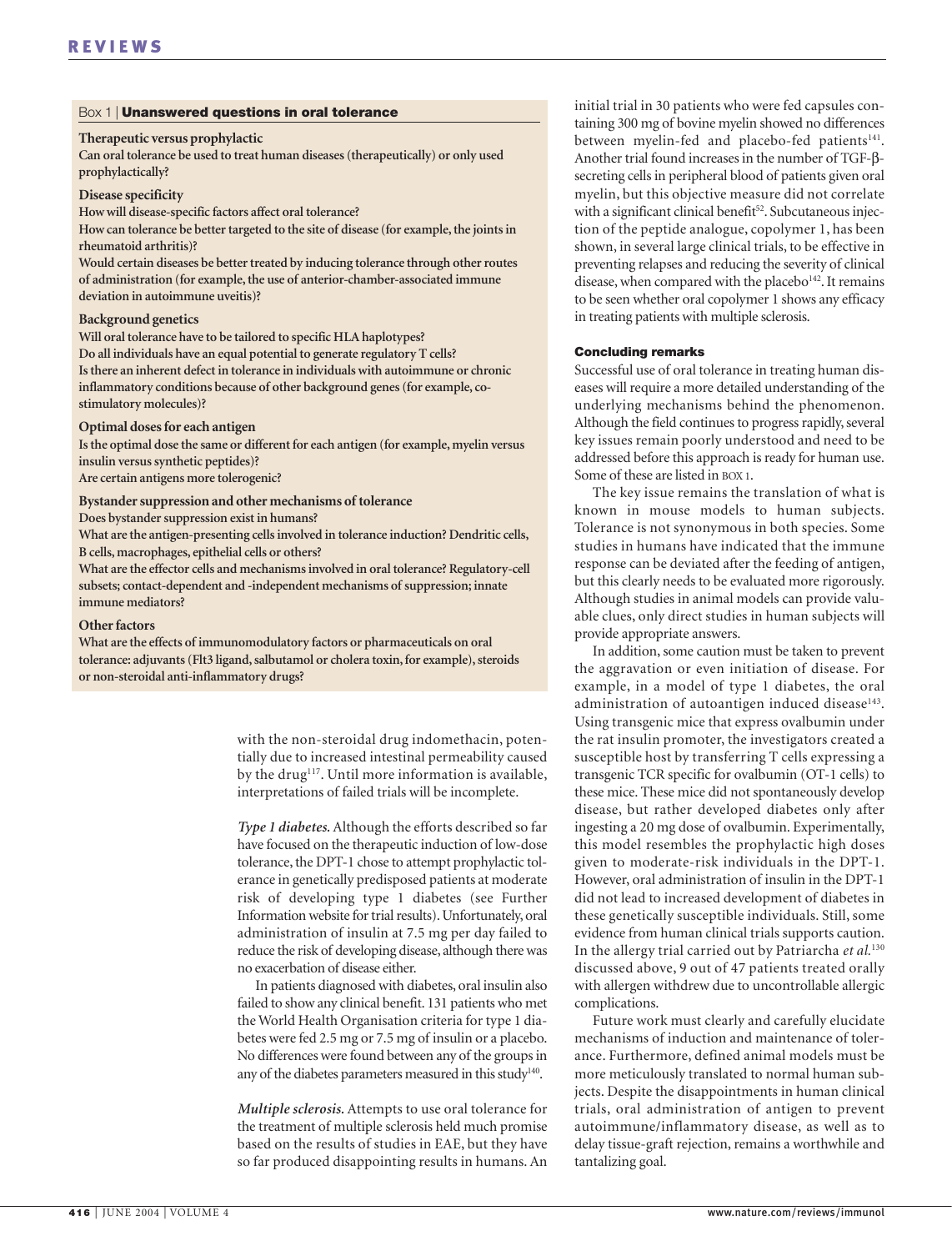## Box 1 | Unanswered questions in oral tolerance

**Therapeutic versus prophylactic**

**Can oral tolerance be used to treat human diseases (therapeutically) or only used prophylactically?**

**Disease specificity**

**How will disease-specific factors affect oral tolerance?**

**How can tolerance be better targeted to the site of disease (for example, the joints in rheumatoid arthritis)?**

**Would certain diseases be better treated by inducing tolerance through other routes of administration (for example, the use of anterior-chamber-associated immune deviation in autoimmune uveitis)?**

**Background genetics**

**Will oral tolerance have to be tailored to specific HLA haplotypes?**

**Do all individuals have an equal potential to generate regulatory T cells?**

**Is there an inherent defect in tolerance in individuals with autoimmune or chronic inflammatory conditions because of other background genes (for example, co-stimulatory molecules)?**

**Optimal doses for each antigen**

**Is the optimal dose the same or different for each antigen (for example, myelin versus insulin versus synthetic peptides)?**

**Are certain antigens more tolerogenic?**

**Bystander suppression and other mechanisms of tolerance**

**Does bystander suppression exist in humans?**

**What are the antigen-presenting cells involved in tolerance induction? Dendritic cells, B cells, macrophages, epithelial cells or others?**

**What are the effector cells and mechanisms involved in oral tolerance? Regulatory-cell subsets; contact-dependent and -independent mechanisms of suppression; innate immune mediators?**

**Other factors**

**What are the effects of immunomodulatory factors or pharmaceuticals on oral tolerance: adjuvants (Flt3 ligand, salbutamol or cholera toxin, for example), steroids or non-steroidal anti-inflammatory drugs?**

with the non-steroidal drug indomethacin, potentially due to increased intestinal permeability caused by the drug[117]. Until more information is available, interpretations of failed trials will be incomplete.

*Type 1 diabetes.* Although the efforts described so far have focused on the therapeutic induction of low-dose tolerance, the DPT-1 chose to attempt prophylactic tolerance in genetically predisposed patients at moderate risk of developing type 1 diabetes (see Further Information website for trial results). Unfortunately, oral administration of insulin at 7.5 mg per day failed to reduce the risk of developing disease, although there was no exacerbation of disease either.

In patients diagnosed with diabetes, oral insulin also failed to show any clinical benefit. 131 patients who met the World Health Organisation criteria for type 1 diabetes were fed 2.5 mg or 7.5 mg of insulin or a placebo. No differences were found between any of the groups in any of the diabetes parameters measured in this study[140].

*Multiple sclerosis.* Attempts to use oral tolerance for the treatment of multiple sclerosis held much promise based on the results of studies in EAE, but they have so far produced disappointing results in humans. An initial trial in 30 patients who were fed capsules containing 300 mg of bovine myelin showed no differences between myelin-fed and placebo-fed patients[141]. Another trial found increases in the number of TGF-β-secreting cells in peripheral blood of patients given oral myelin, but this objective measure did not correlate with a significant clinical benefit[52]. Subcutaneous injection of the peptide analogue, copolymer 1, has been shown, in several large clinical trials, to be effective in preventing relapses and reducing the severity of clinical disease, when compared with the placebo[142]. It remains to be seen whether oral copolymer 1 shows any efficacy in treating patients with multiple sclerosis.

## Concluding remarks

Successful use of oral tolerance in treating human diseases will require a more detailed understanding of the underlying mechanisms behind the phenomenon. Although the field continues to progress rapidly, several key issues remain poorly understood and need to be addressed before this approach is ready for human use. Some of these are listed in BOX 1.

The key issue remains the translation of what is known in mouse models to human subjects. Tolerance is not synonymous in both species. Some studies in humans have indicated that the immune response can be deviated after the feeding of antigen, but this clearly needs to be evaluated more rigorously. Although studies in animal models can provide valuable clues, only direct studies in human subjects will provide appropriate answers.

In addition, some caution must be taken to prevent the aggravation or even initiation of disease. For example, in a model of type 1 diabetes, the oral administration of autoantigen induced disease[143]. Using transgenic mice that express ovalbumin under the rat insulin promoter, the investigators created a susceptible host by transferring T cells expressing a transgenic TCR specific for ovalbumin (OT-1 cells) to these mice. These mice did not spontaneously develop disease, but rather developed diabetes only after ingesting a 20 mg dose of ovalbumin. Experimentally, this model resembles the prophylactic high doses given to moderate-risk individuals in the DPT-1. However, oral administration of insulin in the DPT-1 did not lead to increased development of diabetes in these genetically susceptible individuals. Still, some evidence from human clinical trials supports caution. In the allergy trial carried out by Patriarcha *et al.*[130] discussed above, 9 out of 47 patients treated orally with allergen withdrew due to uncontrollable allergic complications.

Future work must clearly and carefully elucidate mechanisms of induction and maintenance of tolerance. Furthermore, defined animal models must be more meticulously translated to normal human subjects. Despite the disappointments in human clinical trials, oral administration of antigen to prevent autoimmune/inflammatory disease, as well as to delay tissue-graft rejection, remains a worthwhile and tantalizing goal.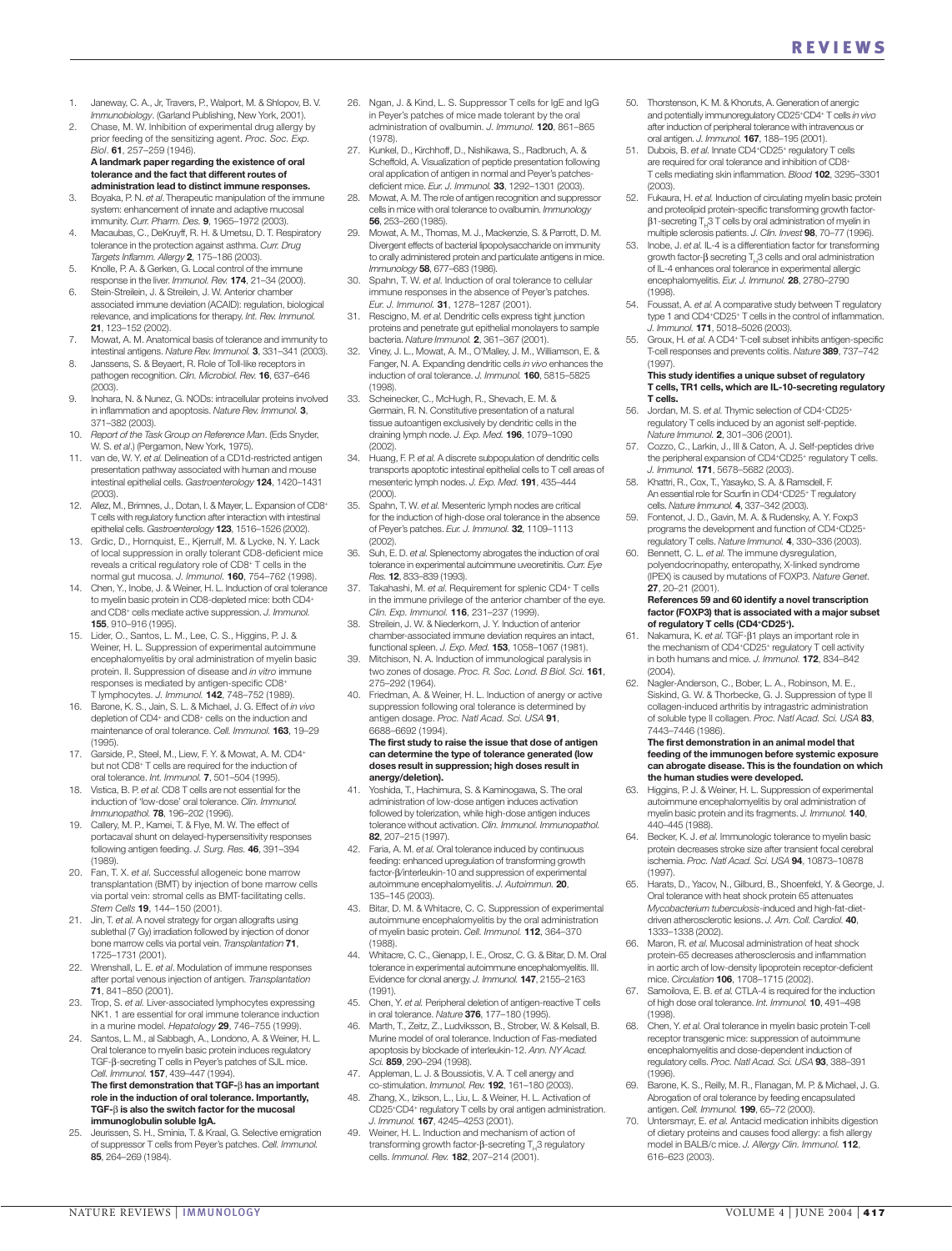1. Janeway, C. A., Jr, Travers, P., Walport, M. & Shlopov, B. V. *Immunobiology*. (Garland Publishing, New York, 2001).
2. Chase, M. W. Inhibition of experimental drug allergy by prior feeding of the sensitizing agent. *Proc. Soc. Exp. Biol.* **61**, 257–259 (1946).
**A landmark paper regarding the existence of oral tolerance and the fact that different routes of administration lead to distinct immune responses.**
3. Boyaka, P. N. *et al.* Therapeutic manipulation of the immune system: enhancement of innate and adaptive mucosal immunity. *Curr. Pharm. Des.* **9**, 1965–1972 (2003).
4. Macaubas, C., DeKruyff, R. H. & Umetsu, D. T. Respiratory tolerance in the protection against asthma. *Curr. Drug Targets Inflamm. Allergy* **2**, 175–186 (2003).
5. Knolle, P. A. & Gerken, G. Local control of the immune response in the liver. *Immunol. Rev.* **174**, 21–34 (2000).
6. Stein-Streilein, J. & Streilein, J. W. Anterior chamber associated immune deviation (ACAID): regulation, biological relevance, and implications for therapy. *Int. Rev. Immunol.* **21**, 123–152 (2002).
7. Mowat, A. M. Anatomical basis of tolerance and immunity to intestinal antigens. *Nature Rev. Immunol.* **3**, 331–341 (2003).
8. Janssens, S. & Beyaert, R. Role of Toll-like receptors in pathogen recognition. *Clin. Microbiol. Rev.* **16**, 637–646 (2003).
9. Inohara, N. & Nunez, G. NODs: intracellular proteins involved in inflammation and apoptosis. *Nature Rev. Immunol.* **3**, 371–382 (2003).
10. *Report of the Task Group on Reference Man*. (Eds Snyder, W. S. *et al.*) (Pergamon, New York, 1975).
11. van de, W. Y. *et al.* Delineation of a CD1d-restricted antigen presentation pathway associated with human and mouse intestinal epithelial cells. *Gastroenterology* **124**, 1420–1431 (2003).
12. Allez, M., Brimnes, J., Dotan, I. & Mayer, L. Expansion of CD8+ T cells with regulatory function after interaction with intestinal epithelial cells. *Gastroenterology* **123**, 1516–1526 (2002).
13. Grdic, D., Hornquist, E., Kjerrulf, M. & Lycke, N. Y. Lack of local suppression in orally tolerant CD8-deficient mice reveals a critical regulatory role of CD8+ T cells in the normal gut mucosa. *J. Immunol.* **160**, 754–762 (1998).
14. Chen, Y., Inobe, J. & Weiner, H. L. Induction of oral tolerance to myelin basic protein in CD8-depleted mice: both CD4+ and CD8+ cells mediate active suppression. *J. Immunol.* **155**, 910–916 (1995).
15. Lider, O., Santos, L. M., Lee, C. S., Higgins, P. J. & Weiner, H. L. Suppression of experimental autoimmune encephalomyelitis by oral administration of myelin basic protein. II. Suppression of disease and *in vitro* immune responses is mediated by antigen-specific CD8+ T lymphocytes. *J. Immunol.* **142**, 748–752 (1989).
16. Barone, K. S., Jain, S. L. & Michael, J. G. Effect of *in vivo* depletion of CD4+ and CD8+ cells on the induction and maintenance of oral tolerance. *Cell. Immunol.* **163**, 19–29 (1995).
17. Garside, P., Steel, M., Liew, F. Y. & Mowat, A. M. CD4+ but not CD8+ T cells are required for the induction of oral tolerance. *Int. Immunol.* **7**, 501–504 (1995).
18. Vistica, B. P. *et al.* CD8 T cells are not essential for the induction of 'low-dose' oral tolerance. *Clin. Immunol. Immunopathol.* **78**, 196–202 (1996).
19. Callery, M. P., Kamei, T. & Flye, M. W. The effect of portacaval shunt on delayed-hypersensitivity responses following antigen feeding. *J. Surg. Res.* **46**, 391–394 (1989).
20. Fan, T. X. *et al.* Successful allogeneic bone marrow transplantation (BMT) by injection of bone marrow cells via portal vein: stromal cells as BMT-facilitating cells. *Stem Cells* **19**, 144–150 (2001).
21. Jin, T. *et al.* A novel strategy for organ allografts using sublethal (7 Gy) irradiation followed by injection of donor bone marrow cells via portal vein. *Transplantation* **71**, 1725–1731 (2001).
22. Wrenshall, L. E. *et al.* Modulation of immune responses after portal venous injection of antigen. *Transplantation* **71**, 841–850 (2001).
23. Trop, S. *et al.* Liver-associated lymphocytes expressing NK1. 1 are essential for oral immune tolerance induction in a murine model. *Hepatology* **29**, 746–755 (1999).
24. Santos, L. M., al Sabbagh, A., Londono, A. & Weiner, H. L. Oral tolerance to myelin basic protein induces regulatory TGF-β-secreting T cells in Peyer's patches of SJL mice. *Cell. Immunol.* **157**, 439–447 (1994).
**The first demonstration that TGF-β has an important role in the induction of oral tolerance. Importantly, TGF-β is also the switch factor for the mucosal immunoglobulin soluble IgA.**
25. Jeurissen, S. H., Sminia, T. & Kraal, G. Selective emigration of suppressor T cells from Peyer's patches. *Cell. Immunol.* **85**, 264–269 (1984).
26. Ngan, J. & Kind, L. S. Suppressor T cells for IgE and IgG in Peyer's patches of mice made tolerant by the oral administration of ovalbumin. *J. Immunol.* **120**, 861–865 (1978).
27. Kunkel, D., Kirchhoff, D., Nishikawa, S., Radbruch, A. & Scheffold, A. Visualization of peptide presentation following oral application of antigen in normal and Peyer's patches-deficient mice. *Eur. J. Immunol.* **33**, 1292–1301 (2003).
28. Mowat, A. M. The role of antigen recognition and suppressor cells in mice with oral tolerance to ovalbumin. *Immunology* **56**, 253–260 (1985).
29. Mowat, A. M., Thomas, M. J., Mackenzie, S. & Parrott, D. M. Divergent effects of bacterial lipopolysaccharide on immunity to orally administered protein and particulate antigens in mice. *Immunology* **58**, 677–683 (1986).
30. Spahn, T. W. *et al.* Induction of oral tolerance to cellular immune responses in the absence of Peyer's patches. *Eur. J. Immunol.* **31**, 1278–1287 (2001).
31. Rescigno, M. *et al.* Dendritic cells express tight junction proteins and penetrate gut epithelial monolayers to sample bacteria. *Nature Immunol.* **2**, 361–367 (2001).
32. Viney, J. L., Mowat, A. M., O'Malley, J. M., Williamson, E. & Fanger, N. A. Expanding dendritic cells *in vivo* enhances the induction of oral tolerance. *J. Immunol.* **160**, 5815–5825 (1998).
33. Scheinecker, C., McHugh, R., Shevach, E. M. & Germain, R. N. Constitutive presentation of a natural tissue autoantigen exclusively by dendritic cells in the draining lymph node. *J. Exp. Med.* **196**, 1079–1090 (2002).
34. Huang, F. P. *et al.* A discrete subpopulation of dendritic cells transports apoptotic intestinal epithelial cells to T cell areas of mesenteric lymph nodes. *J. Exp. Med.* **191**, 435–444 (2000).
35. Spahn, T. W. *et al.* Mesenteric lymph nodes are critical for the induction of high-dose oral tolerance in the absence of Peyer's patches. *Eur. J. Immunol.* **32**, 1109–1113 (2002).
36. Suh, E. D. *et al.* Splenectomy abrogates the induction of oral tolerance in experimental autoimmune uveoretinitis. *Curr. Eye Res.* **12**, 833–839 (1993).
37. Takahashi, M. *et al.* Requirement for splenic CD4+ T cells in the immune privilege of the anterior chamber of the eye. *Clin. Exp. Immunol.* **116**, 231–237 (1999).
38. Streilein, J. W. & Niederkorn, J. Y. Induction of anterior chamber-associated immune deviation requires an intact, functional spleen. *J. Exp. Med.* **153**, 1058–1067 (1981).
39. Mitchison, N. A. Induction of immunological paralysis in two zones of dosage. *Proc. R. Soc. Lond. B Biol. Sci.* **161**, 275–292 (1964).
40. Friedman, A. & Weiner, H. L. Induction of anergy or active suppression following oral tolerance is determined by antigen dosage. *Proc. Natl Acad. Sci. USA* **91**, 6688–6692 (1994).
**The first study to raise the issue that dose of antigen can determine the type of tolerance generated (low doses result in suppression; high doses result in anergy/deletion).**
41. Yoshida, T., Hachimura, S. & Kaminogawa, S. The oral administration of low-dose antigen induces activation followed by tolerization, while high-dose antigen induces tolerance without activation. *Clin. Immunol. Immunopathol.* **82**, 207–215 (1997).
42. Faria, A. M. *et al.* Oral tolerance induced by continuous feeding: enhanced upregulation of transforming growth factor-β/interleukin-10 and suppression of experimental autoimmune encephalomyelitis. *J. Autoimmun.* **20**, 135–145 (2003).
43. Bitar, D. M. & Whitacre, C. C. Suppression of experimental autoimmune encephalomyelitis by the oral administration of myelin basic protein. *Cell. Immunol.* **112**, 364–370 (1988).
44. Whitacre, C. C., Gienapp, I. E., Orosz, C. G. & Bitar, D. M. Oral tolerance in experimental autoimmune encephalomyelitis. III. Evidence for clonal anergy. *J. Immunol.* **147**, 2155–2163 (1991).
45. Chen, Y. *et al.* Peripheral deletion of antigen-reactive T cells in oral tolerance. *Nature* **376**, 177–180 (1995).
46. Marth, T., Zeitz, Z., Ludviksson, B., Strober, W. & Kelsall, B. Murine model of oral tolerance. Induction of Fas-mediated apoptosis by blockade of interleukin-12. *Ann. NY Acad. Sci.* **859**, 290–294 (1998).
47. Appleman, L. J. & Boussiotis, V. A. T cell anergy and co-stimulation. *Immunol. Rev.* **192**, 161–180 (2003).
48. Zhang, X., Izikson, L., Liu, L. & Weiner, H. L. Activation of CD25+CD4+ regulatory T cells by oral antigen administration. *J. Immunol.* **167**, 4245–4253 (2001).
49. Weiner, H. L. Induction and mechanism of action of transforming growth factor-β-secreting $T_H3$ regulatory cells. *Immunol. Rev.* **182**, 207–214 (2001).
50. Thorstenson, K. M. & Khoruts, A. Generation of anergic and potentially immunoregulatory CD25+CD4+ T cells *in vivo* after induction of peripheral tolerance with intravenous or oral antigen. *J. Immunol.* **167**, 188–195 (2001).
51. Dubois, B. *et al.* Innate CD4+CD25+ regulatory T cells are required for oral tolerance and inhibition of CD8+ T cells mediating skin inflammation. *Blood* **102**, 3295–3301 (2003).
52. Fukaura, H. *et al.* Induction of circulating myelin basic protein and proteolipid protein-specific transforming growth factor-β1-secreting $T_H3$ T cells by oral administration of myelin in multiple sclerosis patients. *J. Clin. Invest* **98**, 70–77 (1996).
53. Inobe, J. *et al.* IL-4 is a differentiation factor for transforming growth factor-β secreting $T_H3$ cells and oral administration of IL-4 enhances oral tolerance in experimental allergic encephalomyelitis. *Eur. J. Immunol.* **28**, 2780–2790 (1998).
54. Foussat, A. *et al.* A comparative study between T regulatory type 1 and CD4+CD25+ T cells in the control of inflammation. *J. Immunol.* **171**, 5018–5026 (2003).
55. Groux, H. *et al.* A CD4+ T-cell subset inhibits antigen-specific T-cell responses and prevents colitis. *Nature* **389**, 737–742 (1997).
**This study identifies a unique subset of regulatory T cells, TR1 cells, which are IL-10-secreting regulatory T cells.**
56. Jordan, M. S. *et al.* Thymic selection of CD4+CD25+ regulatory T cells induced by an agonist self-peptide. *Nature Immunol.* **2**, 301–306 (2001).
57. Cozzo, C., Larkin, J., III & Caton, A. J. Self-peptides drive the peripheral expansion of CD4+CD25+ regulatory T cells. *J. Immunol.* **171**, 5678–5682 (2003).
58. Khattri, R., Cox, T., Yasayko, S. A. & Ramsdell, F. An essential role for Scurfin in CD4+CD25+ T regulatory cells. *Nature Immunol.* **4**, 337–342 (2003).
59. Fontenot, J. D., Gavin, M. A. & Rudensky, A. Y. Foxp3 programs the development and function of CD4+CD25+ regulatory T cells. *Nature Immunol.* **4**, 330–336 (2003).
60. Bennett, C. L. *et al.* The immune dysregulation, polyendocrinopathy, enteropathy, X-linked syndrome (IPEX) is caused by mutations of FOXP3. *Nature Genet.* **27**, 20–21 (2001).
**References 59 and 60 identify a novel transcription factor (FOXP3) that is associated with a major subset of regulatory T cells (CD4+CD25+).**
61. Nakamura, K. *et al.* TGF-β1 plays an important role in the mechanism of CD4+CD25+ regulatory T cell activity in both humans and mice. *J. Immunol.* **172**, 834–842 (2004).
62. Nagler-Anderson, C., Bober, L. A., Robinson, M. E., Siskind, G. W. & Thorbecke, G. J. Suppression of type II collagen-induced arthritis by intragastric administration of soluble type II collagen. *Proc. Natl Acad. Sci. USA* **83**, 7443–7446 (1986).
**The first demonstration in an animal model that feeding of the immunogen before systemic exposure can abrogate disease. This is the foundation on which the human studies were developed.**
63. Higgins, P. J. & Weiner, H. L. Suppression of experimental autoimmune encephalomyelitis by oral administration of myelin basic protein and its fragments. *J. Immunol.* **140**, 440–445 (1988).
64. Becker, K. J. *et al.* Immunologic tolerance to myelin basic protein decreases stroke size after transient focal cerebral ischemia. *Proc. Natl Acad. Sci. USA* **94**, 10873–10878 (1997).
65. Harats, D., Yacov, N., Gilburd, B., Shoenfeld, Y. & George, J. Oral tolerance with heat shock protein 65 attenuates *Mycobacterium tuberculosis*-induced and high-fat-diet-driven atherosclerotic lesions. *J. Am. Coll. Cardiol.* **40**, 1333–1338 (2002).
66. Maron, R. *et al.* Mucosal administration of heat shock protein-65 decreases atherosclerosis and inflammation in aortic arch of low-density lipoprotein receptor-deficient mice. *Circulation* **106**, 1708–1715 (2002).
67. Samoilova, E. B. *et al.* CTLA-4 is required for the induction of high dose oral tolerance. *Int. Immunol.* **10**, 491–498 (1998).
68. Chen, Y. *et al.* Oral tolerance in myelin basic protein T-cell receptor transgenic mice: suppression of autoimmune encephalomyelitis and dose-dependent induction of regulatory cells. *Proc. Natl Acad. Sci. USA* **93**, 388–391 (1996).
69. Barone, K. S., Reilly, M. R., Flanagan, M. P. & Michael, J. G. Abrogation of oral tolerance by feeding encapsulated antigen. *Cell. Immunol.* **199**, 65–72 (2000).
70. Untersmayr, E. *et al.* Antacid medication inhibits digestion of dietary proteins and causes food allergy: a fish allergy model in BALB/c mice. *J. Allergy Clin. Immunol.* **112**, 616–623 (2003).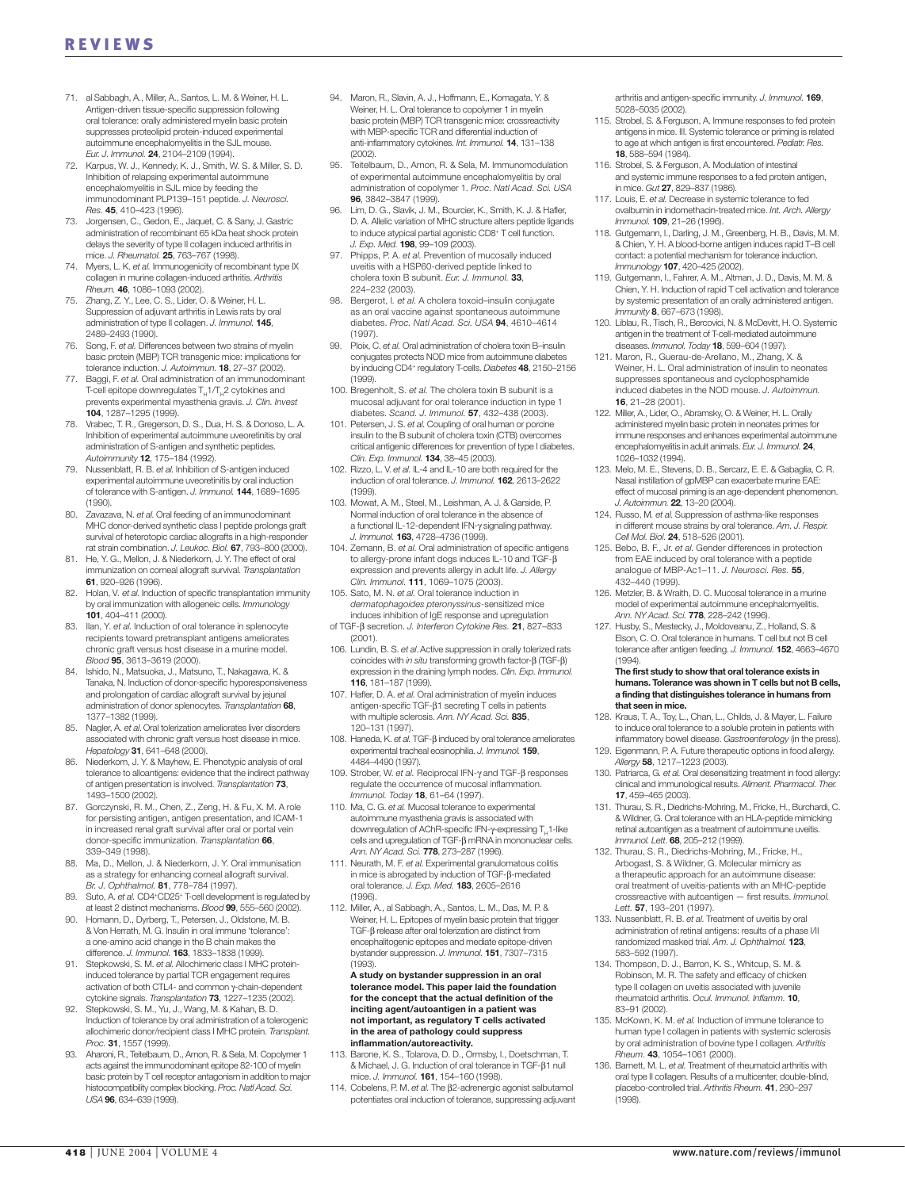71. al Sabbagh, A., Miller, A., Santos, L. M. & Weiner, H. L. Antigen-driven tissue-specific suppression following oral tolerance: orally administered myelin basic protein suppresses proteolipid protein-induced experimental autoimmune encephalomyelitis in the SJL mouse. *Eur. J. Immunol.* **24**, 2104–2109 (1994).
72. Karpus, W. J., Kennedy, K. J., Smith, W. S. & Miller, S. D. Inhibition of relapsing experimental autoimmune encephalomyelitis in SJL mice by feeding the immunodominant PLP139–151 peptide. *J. Neurosci. Res.* **45**, 410–423 (1996).
73. Jorgensen, C., Gedon, E., Jaquet, C. & Sany, J. Gastric administration of recombinant 65 kDa heat shock protein delays the severity of type II collagen induced arthritis in mice. *J. Rheumatol.* **25**, 763–767 (1998).
74. Myers, L. K. *et al.* Immunogenicity of recombinant type IX collagen in murine collagen-induced arthritis. *Arthritis Rheum.* **46**, 1086–1093 (2002).
75. Zhang, Z. Y., Lee, C. S., Lider, O. & Weiner, H. L. Suppression of adjuvant arthritis in Lewis rats by oral administration of type II collagen. *J. Immunol.* **145**, 2489–2493 (1990).
76. Song, F. *et al.* Differences between two strains of myelin basic protein (MBP) TCR transgenic mice: implications for tolerance induction. *J. Autoimmun.* **18**, 27–37 (2002).
77. Baggi, F. *et al.* Oral administration of an immunodominant T-cell epitope downregulates $T_H1/T_H2$ cytokines and prevents experimental myasthenia gravis. *J. Clin. Invest* **104**, 1287–1295 (1999).
78. Vrabec, T. R., Gregerson, D. S., Dua, H. S. & Donoso, L. A. Inhibition of experimental autoimmune uveoretinitis by oral administration of S-antigen and synthetic peptides. *Autoimmunity* **12**, 175–184 (1992).
79. Nussenblatt, R. B. *et al.* Inhibition of S-antigen induced experimental autoimmune uveoretinitis by oral induction of tolerance with S-antigen. *J. Immunol.* **144**, 1689–1695 (1990).
80. Zavazava, N. *et al.* Oral feeding of an immunodominant MHC donor-derived synthetic class I peptide prolongs graft survival of heterotopic cardiac allografts in a high-responder rat strain combination. *J. Leukoc. Biol.* **67**, 793–800 (2000).
81. He, Y. G., Mellon, J. & Niederkorn, J. Y. The effect of oral immunization on corneal allograft survival. *Transplantation* **61**, 920–926 (1996).
82. Holan, V. *et al.* Induction of specific transplantation immunity by oral immunization with allogeneic cells. *Immunology* **101**, 404–411 (2000).
83. Ilan, Y. *et al.* Induction of oral tolerance in splenocyte recipients toward pretransplant antigens ameliorates chronic graft versus host disease in a murine model. *Blood* **95**, 3613–3619 (2000).
84. Ishido, N., Matsuoka, J., Matsuno, T., Nakagawa, K. & Tanaka, N. Induction of donor-specific hyporesponsiveness and prolongation of cardiac allograft survival by jejunal administration of donor splenocytes. *Transplantation* **68**, 1377–1382 (1999).
85. Nagler, A. *et al.* Oral tolerization ameliorates liver disorders associated with chronic graft versus host disease in mice. *Hepatology* **31**, 641–648 (2000).
86. Niederkorn, J. Y. & Mayhew, E. Phenotypic analysis of oral tolerance to alloantigens: evidence that the indirect pathway of antigen presentation is involved. *Transplantation* **73**, 1493–1500 (2002).
87. Gorczynski, R. M., Chen, Z., Zeng, H. & Fu, X. M. A role for persisting antigen, antigen presentation, and ICAM-1 in increased renal graft survival after oral or portal vein donor-specific immunization. *Transplantation* **66**, 339–349 (1998).
88. Ma, D., Mellon, J. & Niederkorn, J. Y. Oral immunisation as a strategy for enhancing corneal allograft survival. *Br. J. Ophthalmol.* **81**, 778–784 (1997).
89. Suto, A. *et al.* $CD4^+CD25^+$ T-cell development is regulated by at least 2 distinct mechanisms. *Blood* **99**, 555–560 (2002).
90. Homann, D., Dyrberg, T., Petersen, J., Oldstone, M. B. & Von Herrath, M. G. Insulin in oral immune 'tolerance': a one-amino acid change in the B chain makes the difference. *J. Immunol.* **163**, 1833–1838 (1999).
91. Stepkowski, S. M. *et al.* Allochimeric class I MHC protein-induced tolerance by partial TCR engagement requires activation of both CTL4- and common γ-chain-dependent cytokine signals. *Transplantation* **73**, 1227–1235 (2002).
92. Stepkowski, S. M., Yu, J., Wang, M. & Kahan, B. D. Induction of tolerance by oral administration of a tolerogenic allochimeric donor/recipient class I MHC protein. *Transplant. Proc.* **31**, 1557 (1999).
93. Aharoni, R., Teitelbaum, D., Arnon, R. & Sela, M. Copolymer 1 acts against the immunodominant epitope 82-100 of myelin basic protein by T cell receptor antagonism in addition to major histocompatibility complex blocking. *Proc. Natl Acad. Sci. USA* **96**, 634–639 (1999).
94. Maron, R., Slavin, A. J., Hoffmann, E., Komagata, Y. & Weiner, H. L. Oral tolerance to copolymer 1 in myelin basic protein (MBP) TCR transgenic mice: crossreactivity with MBP-specific TCR and differential induction of anti-inflammatory cytokines. *Int. Immunol.* **14**, 131–138 (2002).
95. Teitelbaum, D., Arnon, R. & Sela, M. Immunomodulation of experimental autoimmune encephalomyelitis by oral administration of copolymer 1. *Proc. Natl Acad. Sci. USA* **96**, 3842–3847 (1999).
96. Lim, D. G., Slavik, J. M., Bourcier, K., Smith, K. J. & Hafler, D. A. Allelic variation of MHC structure alters peptide ligands to induce atypical partial agonistic $CD8^+$ T cell function. *J. Exp. Med.* **198**, 99–109 (2003).
97. Phipps, P. A. *et al.* Prevention of mucosally induced uveitis with a HSP60-derived peptide linked to cholera toxin B subunit. *Eur. J. Immunol.* **33**, 224–232 (2003).
98. Bergerot, I. *et al.* A cholera toxoid–insulin conjugate as an oral vaccine against spontaneous autoimmune diabetes. *Proc. Natl Acad. Sci. USA* **94**, 4610–4614 (1997).
99. Ploix, C. *et al.* Oral administration of cholera toxin B–insulin conjugates protects NOD mice from autoimmune diabetes by inducing $CD4^+$ regulatory T-cells. *Diabetes* **48**, 2150–2156 (1999).
100. Bregenholt, S. *et al.* The cholera toxin B subunit is a mucosal adjuvant for oral tolerance induction in type 1 diabetes. *Scand. J. Immunol.* **57**, 432–438 (2003).
101. Petersen, J. S. *et al.* Coupling of oral human or porcine insulin to the B subunit of cholera toxin (CTB) overcomes critical antigenic differences for prevention of type I diabetes. *Clin. Exp. Immunol.* **134**, 38–45 (2003).
102. Rizzo, L. V. *et al.* IL-4 and IL-10 are both required for the induction of oral tolerance. *J. Immunol.* **162**, 2613–2622 (1999).
103. Mowat, A. M., Steel, M., Leishman, A. J. & Garside, P. Normal induction of oral tolerance in the absence of a functional IL-12-dependent IFN-γ signaling pathway. *J. Immunol.* **163**, 4728–4736 (1999).
104. Zemann, B. *et al.* Oral administration of specific antigens to allergy-prone infant dogs induces IL-10 and TGF-β expression and prevents allergy in adult life. *J. Allergy Clin. Immunol.* **111**, 1069–1075 (2003).
105. Sato, M. N. *et al.* Oral tolerance induction in *dermatophagoides pteronyssinus*-sensitized mice induces inhibition of IgE response and upregulation of TGF-β secretion. *J. Interferon Cytokine Res.* **21**, 827–833 (2001).
106. Lundin, B. S. *et al.* Active suppression in orally tolerized rats coincides with *in situ* transforming growth factor-β (TGF-β) expression in the draining lymph nodes. *Clin. Exp. Immunol.* **116**, 181–187 (1999).
107. Hafler, D. A. *et al.* Oral administration of myelin induces antigen-specific TGF-β1 secreting T cells in patients with multiple sclerosis. *Ann. NY Acad. Sci.* **835**, 120–131 (1997).
108. Haneda, K. *et al.* TGF-β induced by oral tolerance ameliorates experimental tracheal eosinophilia. *J. Immunol.* **159**, 4484–4490 (1997).
109. Strober, W. *et al.* Reciprocal IFN-γ and TGF-β responses regulate the occurrence of mucosal inflammation. *Immunol. Today* **18**, 61–64 (1997).
110. Ma, C. G. *et al.* Mucosal tolerance to experimental autoimmune myasthenia gravis is associated with downregulation of AChR-specific IFN-γ-expressing $T_H1$-like cells and upregulation of TGF-β mRNA in mononuclear cells. *Ann. NY Acad. Sci.* **778**, 273–287 (1996).
111. Neurath, M. F. *et al.* Experimental granulomatous colitis in mice is abrogated by induction of TGF-β-mediated oral tolerance. *J. Exp. Med.* **183**, 2605–2616 (1996).
112. Miller, A., al Sabbagh, A., Santos, L. M., Das, M. P. & Weiner, H. L. Epitopes of myelin basic protein that trigger TGF-β release after oral tolerization are distinct from encephalitogenic epitopes and mediate epitope-driven bystander suppression. *J. Immunol.* **151**, 7307–7315 (1993).
**A study on bystander suppression in an oral tolerance model. This paper laid the foundation for the concept that the actual definition of the inciting agent/autoantigen in a patient was not important, as regulatory T cells activated in the area of pathology could suppress inflammation/autoreactivity.**
113. Barone, K. S., Tolarova, D. D., Ormsby, I., Doetschman, T. & Michael, J. G. Induction of oral tolerance in TGF-β1 null mice. *J. Immunol.* **161**, 154–160 (1998).
114. Cobelens, P. M. *et al.* The β2-adrenergic agonist salbutamol potentiates oral induction of tolerance, suppressing adjuvant arthritis and antigen-specific immunity. *J. Immunol.* **169**, 5028–5035 (2002).
115. Strobel, S. & Ferguson, A. Immune responses to fed protein antigens in mice. III. Systemic tolerance or priming is related to age at which antigen is first encountered. *Pediatr. Res.* **18**, 588–594 (1984).
116. Strobel, S. & Ferguson, A. Modulation of intestinal and systemic immune responses to a fed protein antigen, in mice. *Gut* **27**, 829–837 (1986).
117. Louis, E. *et al.* Decrease in systemic tolerance to fed ovalbumin in indomethacin-treated mice. *Int. Arch. Allergy Immunol.* **109**, 21–26 (1996).
118. Gutgemann, I., Darling, J. M., Greenberg, H. B., Davis, M. M. & Chien, Y. H. A blood-borne antigen induces rapid T–B cell contact: a potential mechanism for tolerance induction. *Immunology* **107**, 420–425 (2002).
119. Gutgemann, I., Fahrer, A. M., Altman, J. D., Davis, M. M. & Chien, Y. H. Induction of rapid T cell activation and tolerance by systemic presentation of an orally administered antigen. *Immunity* **8**, 667–673 (1998).
120. Liblau, R., Tisch, R., Bercovici, N. & McDevitt, H. O. Systemic antigen in the treatment of T-cell-mediated autoimmune diseases. *Immunol. Today* **18**, 599–604 (1997).
121. Maron, R., Guerau-de-Arellano, M., Zhang, X. & Weiner, H. L. Oral administration of insulin to neonates suppresses spontaneous and cyclophosphamide induced diabetes in the NOD mouse. *J. Autoimmun.* **16**, 21–28 (2001).
122. Miller, A., Lider, O., Abramsky, O. & Weiner, H. L. Orally administered myelin basic protein in neonates primes for immune responses and enhances experimental autoimmune encephalomyelitis in adult animals. *Eur. J. Immunol.* **24**, 1026–1032 (1994).
123. Melo, M. E., Stevens, D. B., Sercarz, E. E. & Gabaglia, C. R. Nasal instillation of gpMBP can exacerbate murine EAE: effect of mucosal priming is an age-dependent phenomenon. *J. Autoimmun.* **22**, 13–20 (2004).
124. Russo, M. *et al.* Suppression of asthma-like responses in different mouse strains by oral tolerance. *Am. J. Respir. Cell Mol. Biol.* **24**, 518–526 (2001).
125. Bebo, B. F., Jr. *et al.* Gender differences in protection from EAE induced by oral tolerance with a peptide analogue of MBP-Ac1–11. *J. Neurosci. Res.* **55**, 432–440 (1999).
126. Metzler, B. & Wraith, D. C. Mucosal tolerance in a murine model of experimental autoimmune encephalomyelitis. *Ann. NY Acad. Sci.* **778**, 228–242 (1996).
127. Husby, S., Mestecky, J., Moldoveanu, Z., Holland, S. & Elson, C. O. Oral tolerance in humans. T cell but not B cell tolerance after antigen feeding. *J. Immunol.* **152**, 4663–4670 (1994).
**The first study to show that oral tolerance exists in humans. Tolerance was shown in T cells but not B cells, a finding that distinguishes tolerance in humans from that seen in mice.**
128. Kraus, T. A., Toy, L., Chan, L., Childs, J. & Mayer, L. Failure to induce oral tolerance to a soluble protein in patients with inflammatory bowel disease. *Gastroenterology* (in the press).
129. Eigenmann, P. A. Future therapeutic options in food allergy. *Allergy* **58**, 1217–1223 (2003).
130. Patriarca, G. *et al.* Oral desensitizing treatment in food allergy: clinical and immunological results. *Aliment. Pharmacol. Ther.* **17**, 459–465 (2003).
131. Thurau, S. R., Diedrichs-Mohring, M., Fricke, H., Burchardi, C. & Wildner, G. Oral tolerance with an HLA-peptide mimicking retinal autoantigen as a treatment of autoimmune uveitis. *Immunol. Lett.* **68**, 205–212 (1999).
132. Thurau, S. R., Diedrichs-Mohring, M., Fricke, H., Arbogast, S. & Wildner, G. Molecular mimicry as a therapeutic approach for an autoimmune disease: oral treatment of uveitis-patients with an MHC-peptide crossreactive with autoantigen — first results. *Immunol. Lett.* **57**, 193–201 (1997).
133. Nussenblatt, R. B. *et al.* Treatment of uveitis by oral administration of retinal antigens: results of a phase I/II randomized masked trial. *Am. J. Ophthalmol.* **123**, 583–592 (1997).
134. Thompson, D. J., Barron, K. S., Whitcup, S. M. & Robinson, M. R. The safety and efficacy of chicken type II collagen on uveitis associated with juvenile rheumatoid arthritis. *Ocul. Immunol. Inflamm.* **10**, 83–91 (2002).
135. McKown, K. M. *et al.* Induction of immune tolerance to human type I collagen in patients with systemic sclerosis by oral administration of bovine type I collagen. *Arthritis Rheum.* **43**, 1054–1061 (2000).
136. Barnett, M. L. *et al.* Treatment of rheumatoid arthritis with oral type II collagen. Results of a multicenter, double-blind, placebo-controlled trial. *Arthritis Rheum.* **41**, 290–297 (1998).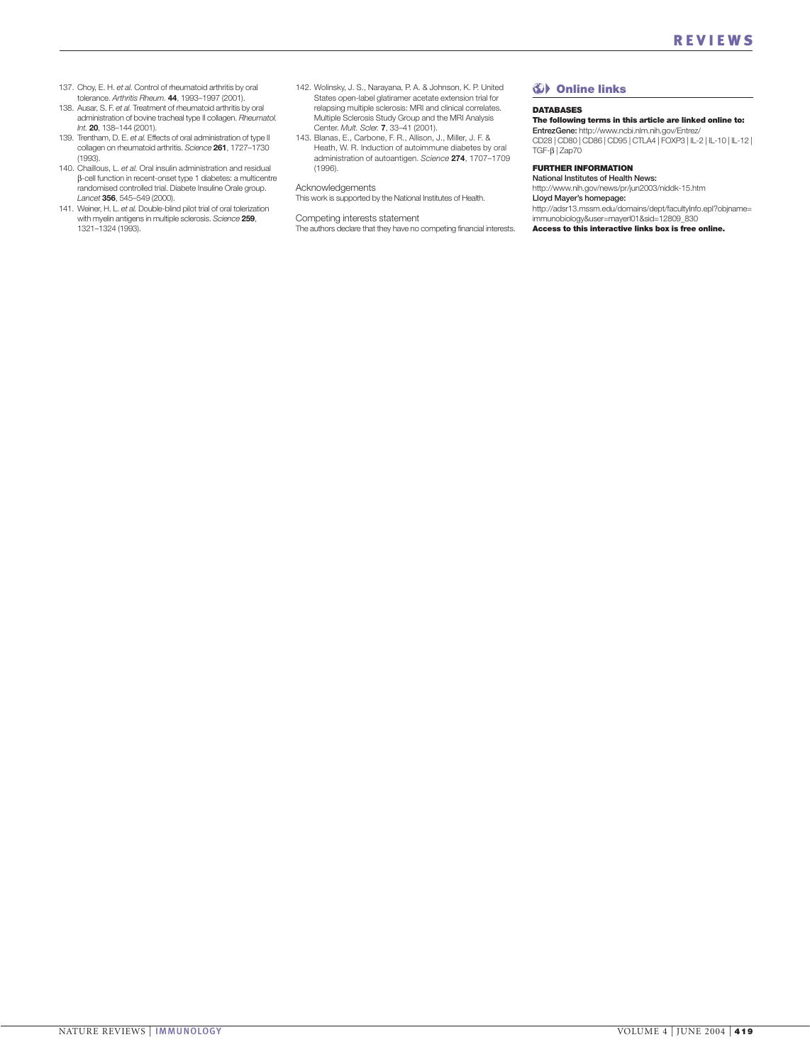137. Choy, E. H. *et al.* Control of rheumatoid arthritis by oral tolerance. *Arthritis Rheum.* **44**, 1993–1997 (2001).
138. Ausar, S. F. *et al.* Treatment of rheumatoid arthritis by oral administration of bovine tracheal type II collagen. *Rheumatol. Int.* **20**, 138–144 (2001).
139. Trentham, D. E. *et al.* Effects of oral administration of type II collagen on rheumatoid arthritis. *Science* **261**, 1727–1730 (1993).
140. Chaillous, L. *et al.* Oral insulin administration and residual β-cell function in recent-onset type 1 diabetes: a multicentre randomised controlled trial. Diabete Insuline Orale group. *Lancet* **356**, 545–549 (2000).
141. Weiner, H. L. *et al.* Double-blind pilot trial of oral tolerization with myelin antigens in multiple sclerosis. *Science* **259**, 1321–1324 (1993).
142. Wolinsky, J. S., Narayana, P. A. & Johnson, K. P. United States open-label glatiramer acetate extension trial for relapsing multiple sclerosis: MRI and clinical correlates. Multiple Sclerosis Study Group and the MRI Analysis Center. *Mult. Scler.* **7**, 33–41 (2001).
143. Blanas, E., Carbone, F. R., Allison, J., Miller, J. F. & Heath, W. R. Induction of autoimmune diabetes by oral administration of autoantigen. *Science* **274**, 1707–1709 (1996).

Acknowledgements

This work is supported by the National Institutes of Health.

Competing interests statement

The authors declare that they have no competing financial interests.

## Online links

**DATABASES**

**The following terms in this article are linked online to:**

**EntrezGene:** http://www.ncbi.nlm.nih.gov/Entrez/

CD28 | CD80 | CD86 | CD95 | CTLA4 | FOXP3 | IL-2 | IL-10 | IL-12 | TGF-β | Zap70

**FURTHER INFORMATION**

**National Institutes of Health News:**

http://www.nih.gov/news/pr/jun2003/niddk-15.htm

**Lloyd Mayer's homepage:**

http://adsr13.mssm.edu/domains/dept/facultyInfo.epl?objname=immunobiology&user=mayerl01&sid=12809_830

**Access to this interactive links box is free online.**